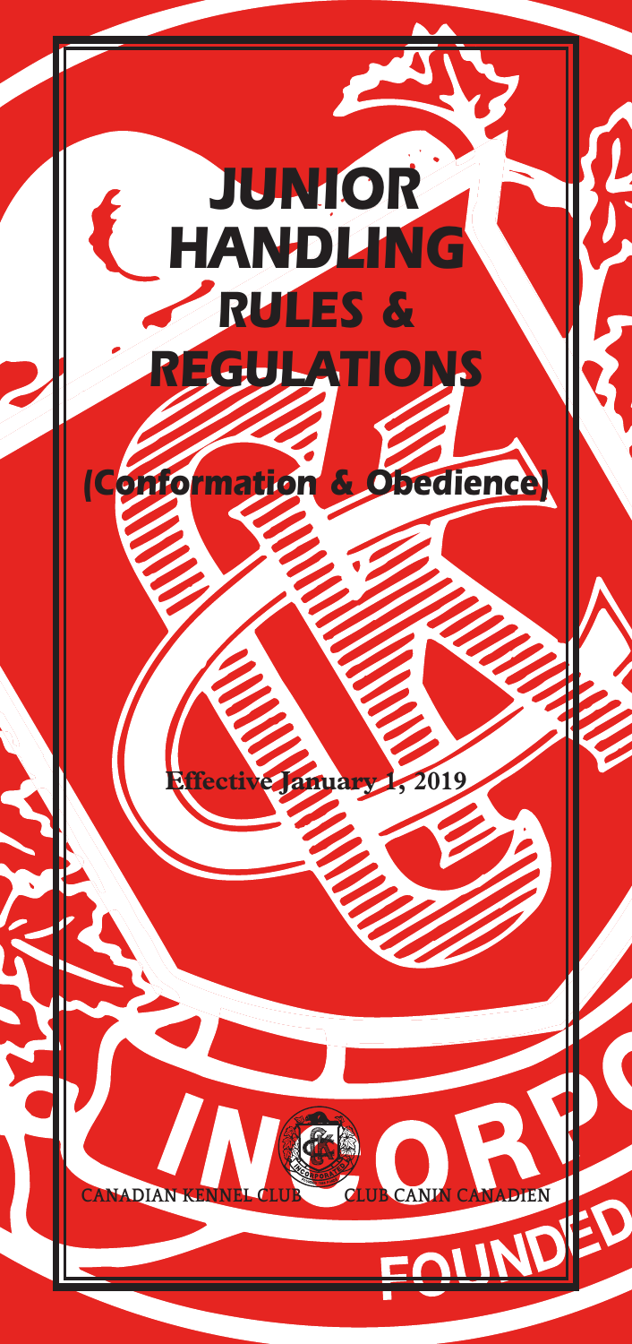# JUNIOR HANDLING RULES & REGULATIONS

## (Conformation & Obedience)

Effective January 1, 2019

CANADIAN KENNEL CLUB CLUB CANIN CANADIEN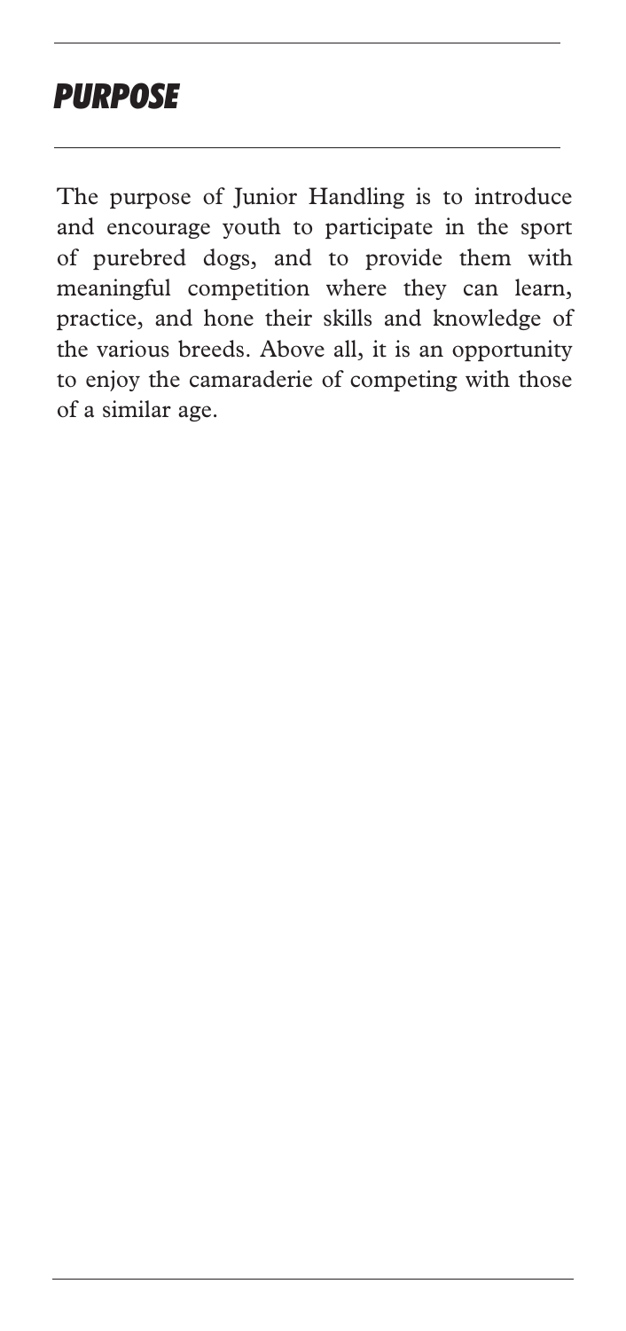## PURPOSE

The purpose of Junior Handling is to introduce and encourage youth to participate in the sport of purebred dogs, and to provide them with meaningful competition where they can learn, practice, and hone their skills and knowledge of the various breeds. Above all, it is an opportunity to enjoy the camaraderie of competing with those of a similar age.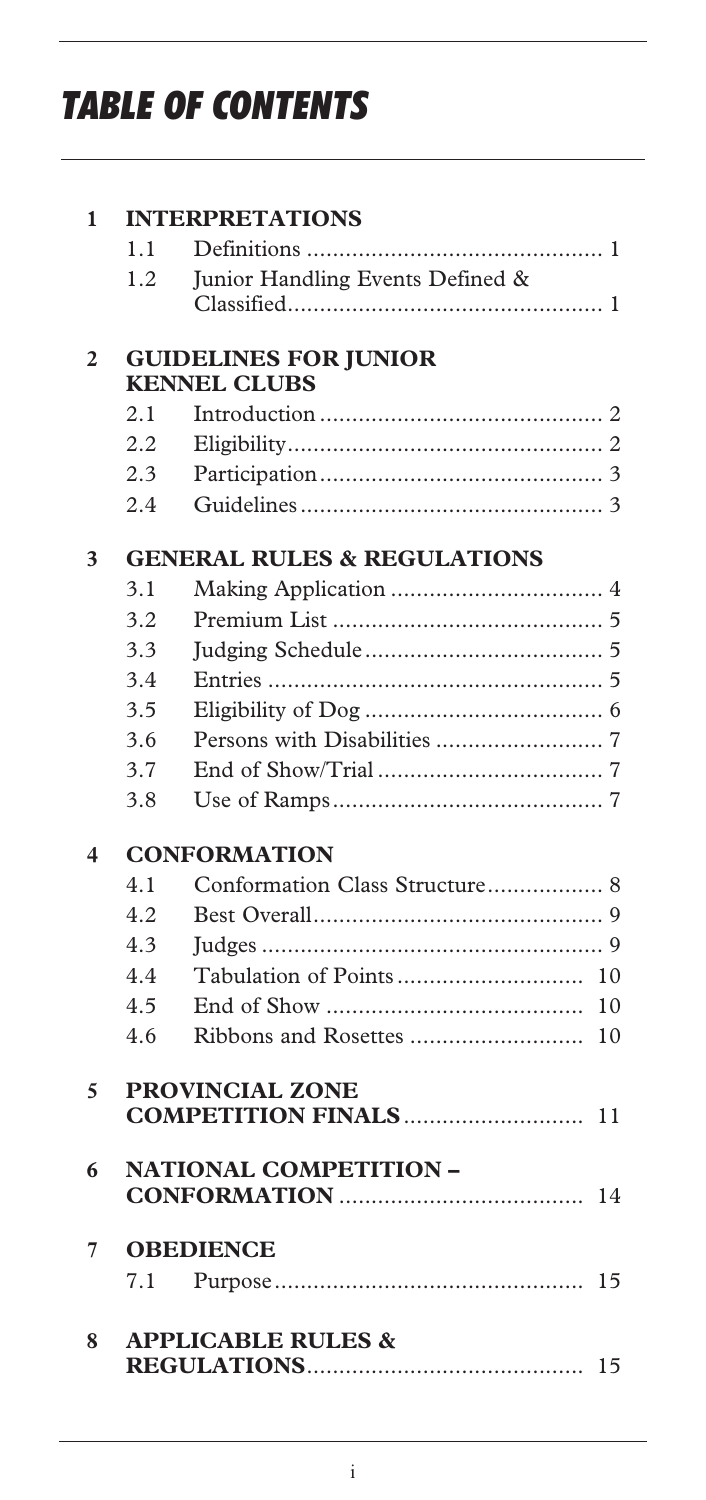# TABLE OF CONTENTS

**1 INTERPRETATIONS**

- 1.1 Definitions .............................................. 1
- 1.2 Junior Handling Events Defined & Classified................................................ 1

**2 GUIDELINES FOR JUNIOR KENNEL CLUBS**

- 2.1 Introduction ........................................... 2
- 2.2 Eligibility................................................. 2
- 2.3 Participation............................................ 3
- 2.4 Guidelines............................................... 3

**3 GENERAL RULES & REGULATIONS**

- 3.1 Making Application ................................ 4
- 3.2 Premium List .......................................... 5
- 3.3 Judging Schedule..................................... 5
- 3.4 Entries .................................................... 5
- 3.5 Eligibility of Dog ..................................... 6
- 3.6 Persons with Disabilities .......................... 7
- 3.7 End of Show/Trial ................................... 7
- 3.8 Use of Ramps.......................................... 7

**4 CONFORMATION**

- 4.1 Conformation Class Structure.................. 8
- 4.2 Best Overall............................................. 9
- 4.3 Judges ..................................................... 9
- 4.4 Tabulation of Points ............................ 10
- 4.5 End of Show ........................................ 10
- 4.6 Ribbons and Rosettes .......................... 10

**5 PROVINCIAL ZONE COMPETITION FINALS** ........................... 11

**6 NATIONAL COMPETITION – CONFORMATION** ..................................... 14

**7 OBEDIENCE**

- 7.1 Purpose................................................ 15

**8 APPLICABLE RULES & REGULATIONS**.......................................... 15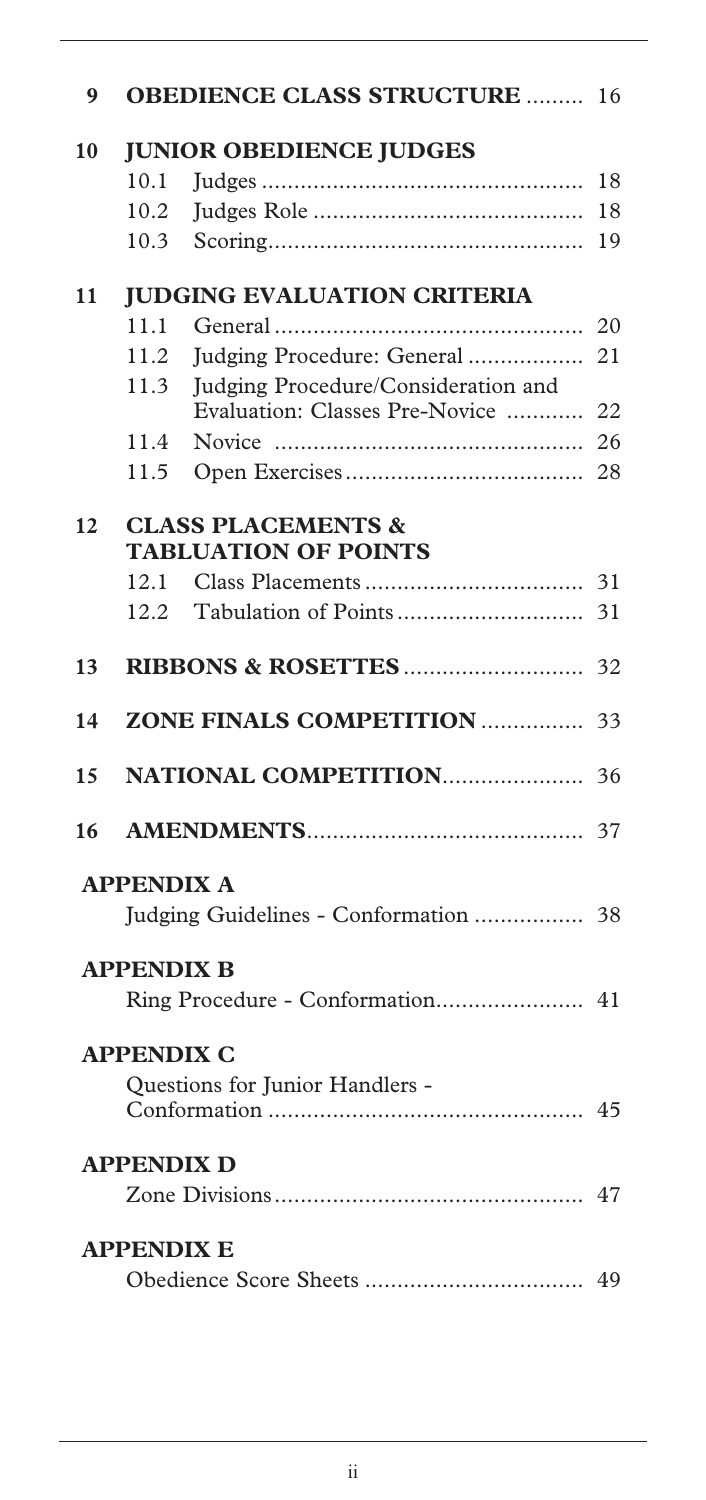| | | |
|---|---|---|
| **9** | **OBEDIENCE CLASS STRUCTURE** | 16 |
| **10** | **JUNIOR OBEDIENCE JUDGES** | |
| | 10.1 Judges | 18 |
| | 10.2 Judges Role | 18 |
| | 10.3 Scoring | 19 |
| **11** | **JUDGING EVALUATION CRITERIA** | |
| | 11.1 General | 20 |
| | 11.2 Judging Procedure: General | 21 |
| | 11.3 Judging Procedure/Consideration and Evaluation: Classes Pre-Novice | 22 |
| | 11.4 Novice | 26 |
| | 11.5 Open Exercises | 28 |
| **12** | **CLASS PLACEMENTS & TABULATION OF POINTS** | |
| | 12.1 Class Placements | 31 |
| | 12.2 Tabulation of Points | 31 |
| **13** | **RIBBONS & ROSETTES** | 32 |
| **14** | **ZONE FINALS COMPETITION** | 33 |
| **15** | **NATIONAL COMPETITION** | 36 |
| **16** | **AMENDMENTS** | 37 |
| | **APPENDIX A** | |
| | Judging Guidelines - Conformation | 38 |
| | **APPENDIX B** | |
| | Ring Procedure - Conformation | 41 |
| | **APPENDIX C** | |
| | Questions for Junior Handlers - Conformation | 45 |
| | **APPENDIX D** | |
| | Zone Divisions | 47 |
| | **APPENDIX E** | |
| | Obedience Score Sheets | 49 |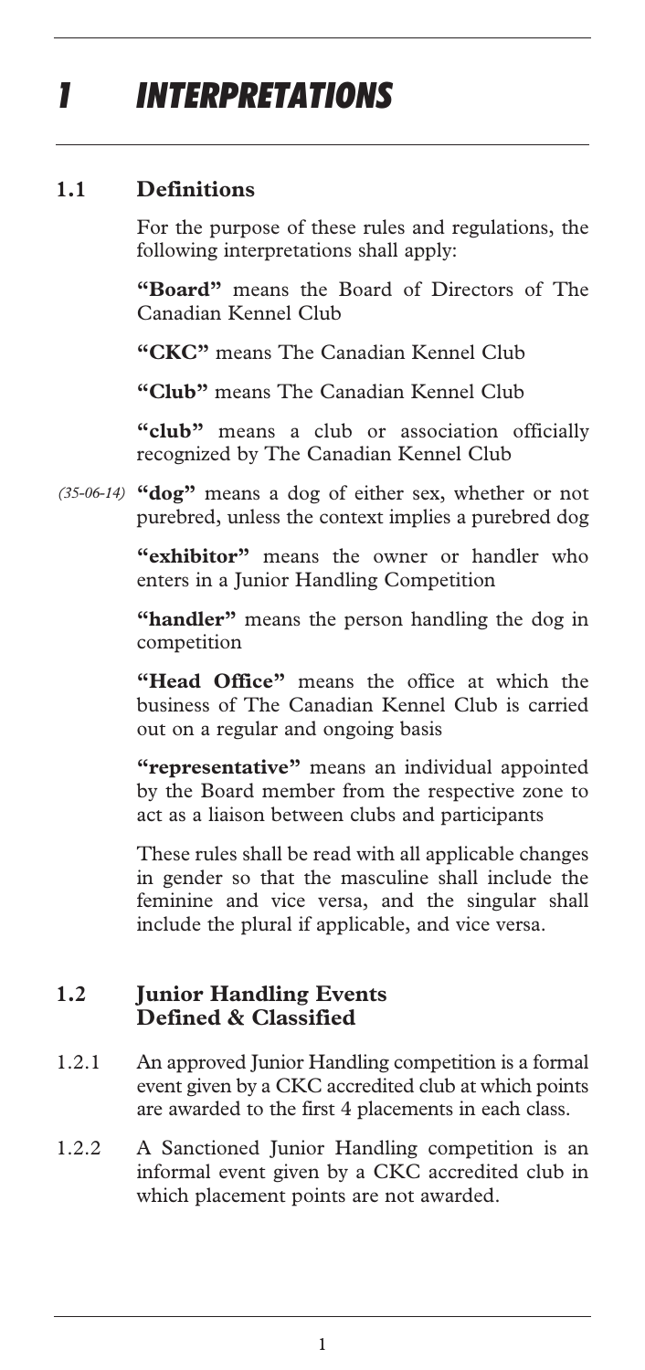# 1 INTERPRETATIONS

## 1.1 Definitions

For the purpose of these rules and regulations, the following interpretations shall apply:

**"Board"** means the Board of Directors of The Canadian Kennel Club

**"CKC"** means The Canadian Kennel Club

**"Club"** means The Canadian Kennel Club

**"club"** means a club or association officially recognized by The Canadian Kennel Club

*(35-06-14)* **"dog"** means a dog of either sex, whether or not purebred, unless the context implies a purebred dog

**"exhibitor"** means the owner or handler who enters in a Junior Handling Competition

**"handler"** means the person handling the dog in competition

**"Head Office"** means the office at which the business of The Canadian Kennel Club is carried out on a regular and ongoing basis

**"representative"** means an individual appointed by the Board member from the respective zone to act as a liaison between clubs and participants

These rules shall be read with all applicable changes in gender so that the masculine shall include the feminine and vice versa, and the singular shall include the plural if applicable, and vice versa.

## 1.2 Junior Handling Events Defined & Classified

1.2.1 An approved Junior Handling competition is a formal event given by a CKC accredited club at which points are awarded to the first 4 placements in each class.

1.2.2 A Sanctioned Junior Handling competition is an informal event given by a CKC accredited club in which placement points are not awarded.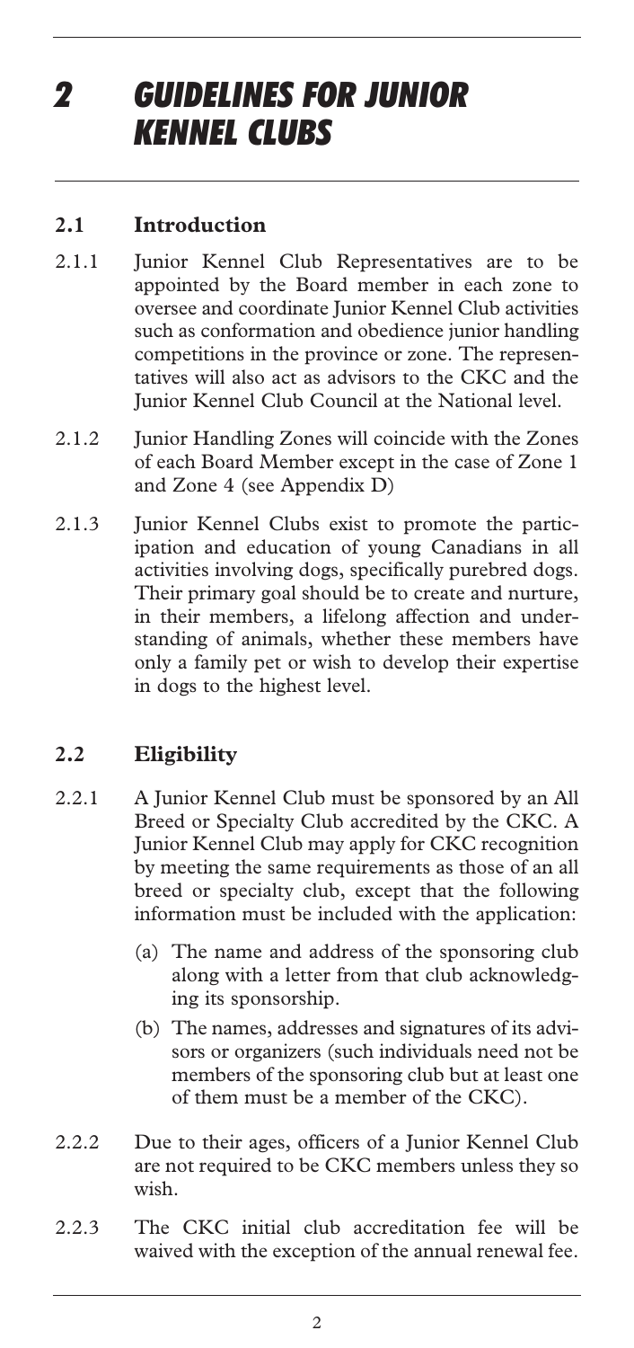# *2 GUIDELINES FOR JUNIOR KENNEL CLUBS*

## 2.1 Introduction

2.1.1 Junior Kennel Club Representatives are to be appointed by the Board member in each zone to oversee and coordinate Junior Kennel Club activities such as conformation and obedience junior handling competitions in the province or zone. The representatives will also act as advisors to the CKC and the Junior Kennel Club Council at the National level.

2.1.2 Junior Handling Zones will coincide with the Zones of each Board Member except in the case of Zone 1 and Zone 4 (see Appendix D)

2.1.3 Junior Kennel Clubs exist to promote the participation and education of young Canadians in all activities involving dogs, specifically purebred dogs. Their primary goal should be to create and nurture, in their members, a lifelong affection and understanding of animals, whether these members have only a family pet or wish to develop their expertise in dogs to the highest level.

## 2.2 Eligibility

2.2.1 A Junior Kennel Club must be sponsored by an All Breed or Specialty Club accredited by the CKC. A Junior Kennel Club may apply for CKC recognition by meeting the same requirements as those of an all breed or specialty club, except that the following information must be included with the application:

(a) The name and address of the sponsoring club along with a letter from that club acknowledging its sponsorship.

(b) The names, addresses and signatures of its advisors or organizers (such individuals need not be members of the sponsoring club but at least one of them must be a member of the CKC).

2.2.2 Due to their ages, officers of a Junior Kennel Club are not required to be CKC members unless they so wish.

2.2.3 The CKC initial club accreditation fee will be waived with the exception of the annual renewal fee.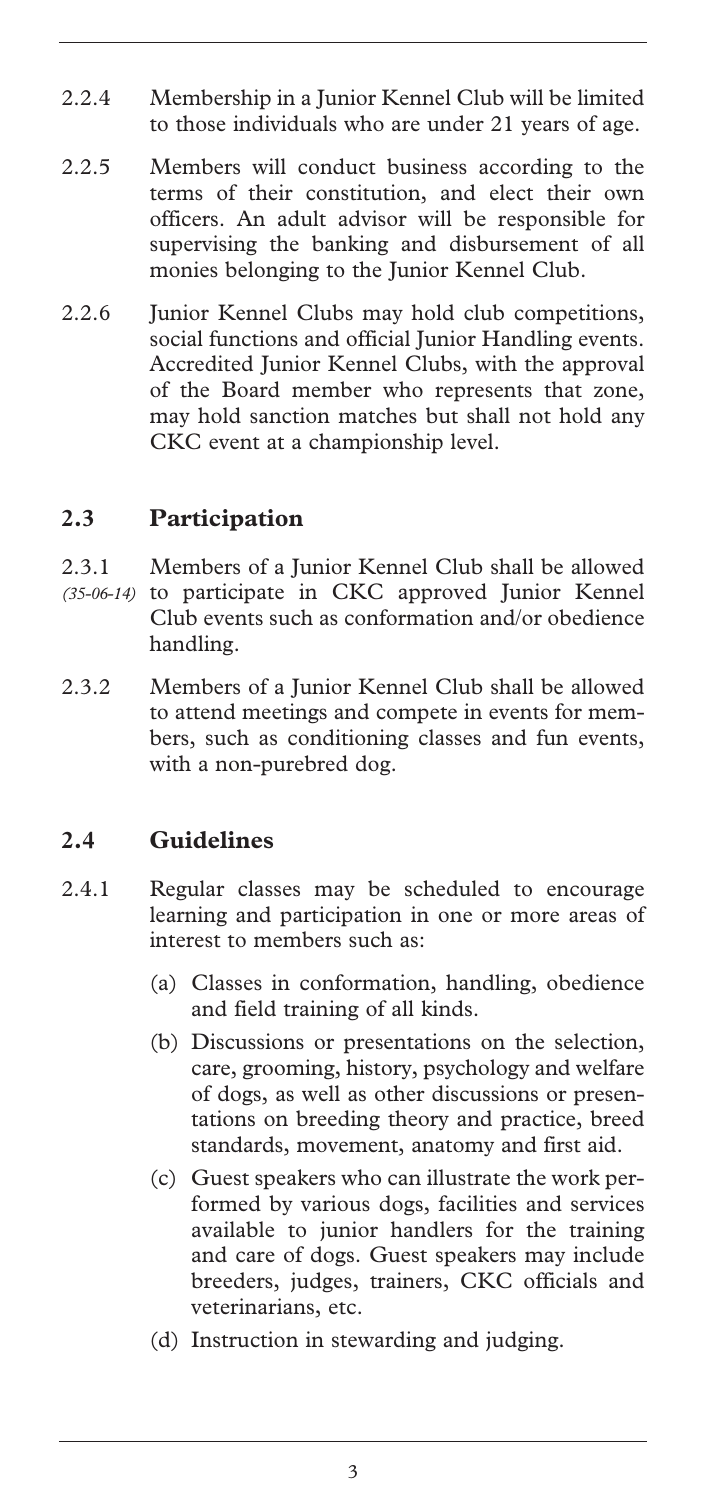2.2.4 Membership in a Junior Kennel Club will be limited to those individuals who are under 21 years of age.

2.2.5 Members will conduct business according to the terms of their constitution, and elect their own officers. An adult advisor will be responsible for supervising the banking and disbursement of all monies belonging to the Junior Kennel Club.

2.2.6 Junior Kennel Clubs may hold club competitions, social functions and official Junior Handling events. Accredited Junior Kennel Clubs, with the approval of the Board member who represents that zone, may hold sanction matches but shall not hold any CKC event at a championship level.

## 2.3 Participation

2.3.1 *(35-06-14)* Members of a Junior Kennel Club shall be allowed to participate in CKC approved Junior Kennel Club events such as conformation and/or obedience handling.

2.3.2 Members of a Junior Kennel Club shall be allowed to attend meetings and compete in events for members, such as conditioning classes and fun events, with a non-purebred dog.

## 2.4 Guidelines

2.4.1 Regular classes may be scheduled to encourage learning and participation in one or more areas of interest to members such as:

(a) Classes in conformation, handling, obedience and field training of all kinds.

(b) Discussions or presentations on the selection, care, grooming, history, psychology and welfare of dogs, as well as other discussions or presentations on breeding theory and practice, breed standards, movement, anatomy and first aid.

(c) Guest speakers who can illustrate the work performed by various dogs, facilities and services available to junior handlers for the training and care of dogs. Guest speakers may include breeders, judges, trainers, CKC officials and veterinarians, etc.

(d) Instruction in stewarding and judging.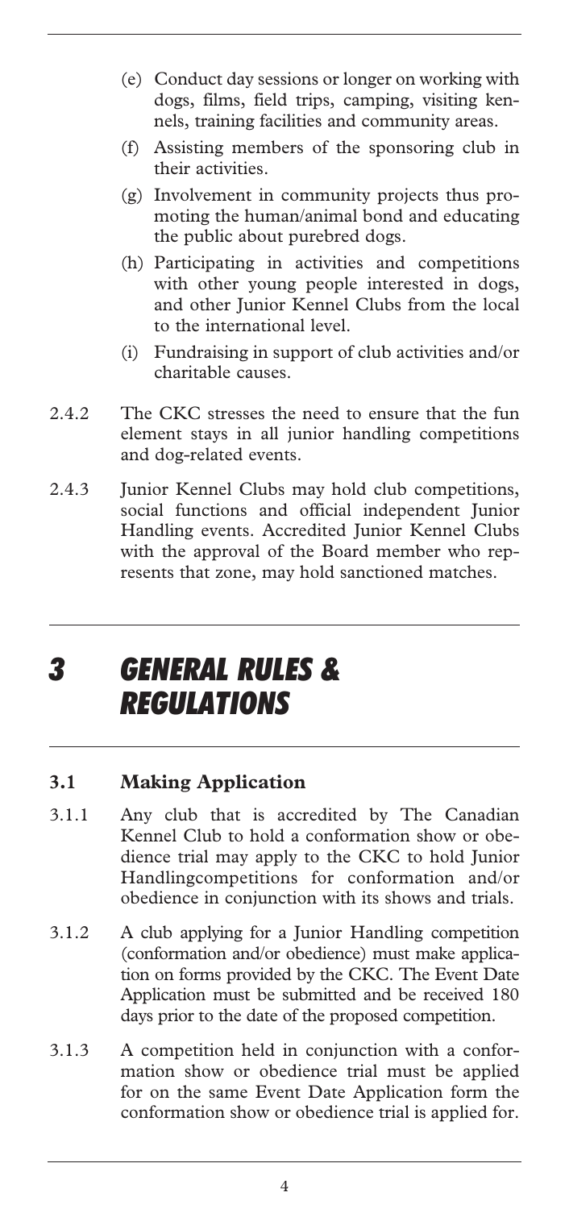(e) Conduct day sessions or longer on working with dogs, films, field trips, camping, visiting kennels, training facilities and community areas.

(f) Assisting members of the sponsoring club in their activities.

(g) Involvement in community projects thus promoting the human/animal bond and educating the public about purebred dogs.

(h) Participating in activities and competitions with other young people interested in dogs, and other Junior Kennel Clubs from the local to the international level.

(i) Fundraising in support of club activities and/or charitable causes.

2.4.2 The CKC stresses the need to ensure that the fun element stays in all junior handling competitions and dog-related events.

2.4.3 Junior Kennel Clubs may hold club competitions, social functions and official independent Junior Handling events. Accredited Junior Kennel Clubs with the approval of the Board member who represents that zone, may hold sanctioned matches.

# 3 GENERAL RULES & REGULATIONS

## 3.1 Making Application

3.1.1 Any club that is accredited by The Canadian Kennel Club to hold a conformation show or obedience trial may apply to the CKC to hold Junior Handlingcompetitions for conformation and/or obedience in conjunction with its shows and trials.

3.1.2 A club applying for a Junior Handling competition (conformation and/or obedience) must make application on forms provided by the CKC. The Event Date Application must be submitted and be received 180 days prior to the date of the proposed competition.

3.1.3 A competition held in conjunction with a conformation show or obedience trial must be applied for on the same Event Date Application form the conformation show or obedience trial is applied for.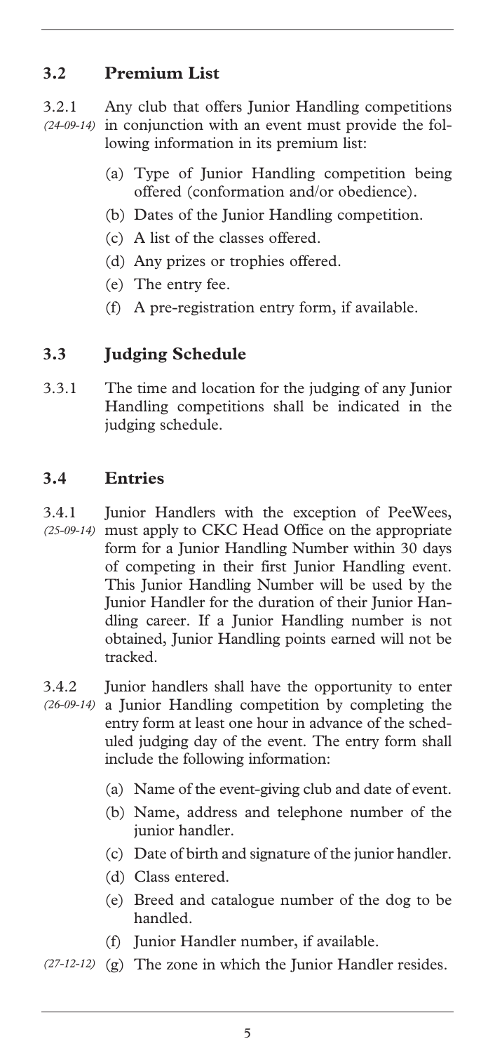## 3.2 Premium List

3.2.1 *(24-09-14)* Any club that offers Junior Handling competitions in conjunction with an event must provide the following information in its premium list:

- (a) Type of Junior Handling competition being offered (conformation and/or obedience).
- (b) Dates of the Junior Handling competition.
- (c) A list of the classes offered.
- (d) Any prizes or trophies offered.
- (e) The entry fee.
- (f) A pre-registration entry form, if available.

## 3.3 Judging Schedule

3.3.1 The time and location for the judging of any Junior Handling competitions shall be indicated in the judging schedule.

## 3.4 Entries

3.4.1 *(25-09-14)* Junior Handlers with the exception of PeeWees, must apply to CKC Head Office on the appropriate form for a Junior Handling Number within 30 days of competing in their first Junior Handling event. This Junior Handling Number will be used by the Junior Handler for the duration of their Junior Handling career. If a Junior Handling number is not obtained, Junior Handling points earned will not be tracked.

3.4.2 *(26-09-14)* Junior handlers shall have the opportunity to enter a Junior Handling competition by completing the entry form at least one hour in advance of the scheduled judging day of the event. The entry form shall include the following information:

- (a) Name of the event-giving club and date of event.
- (b) Name, address and telephone number of the junior handler.
- (c) Date of birth and signature of the junior handler.
- (d) Class entered.
- (e) Breed and catalogue number of the dog to be handled.
- (f) Junior Handler number, if available.
- *(27-12-12)* (g) The zone in which the Junior Handler resides.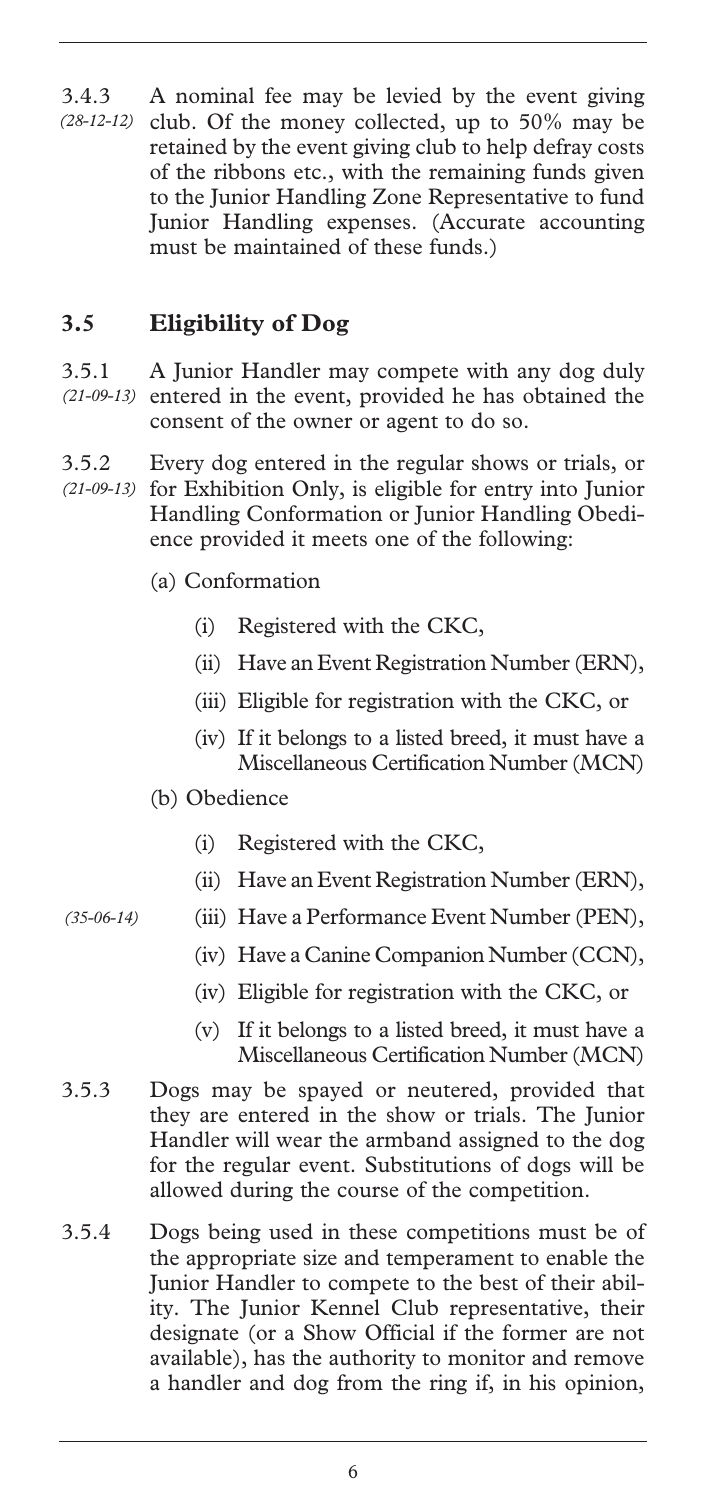3.4.3 *(28-12-12)* A nominal fee may be levied by the event giving club. Of the money collected, up to 50% may be retained by the event giving club to help defray costs of the ribbons etc., with the remaining funds given to the Junior Handling Zone Representative to fund Junior Handling expenses. (Accurate accounting must be maintained of these funds.)

## 3.5 Eligibility of Dog

3.5.1 *(21-09-13)* A Junior Handler may compete with any dog duly entered in the event, provided he has obtained the consent of the owner or agent to do so.

3.5.2 *(21-09-13)* Every dog entered in the regular shows or trials, or for Exhibition Only, is eligible for entry into Junior Handling Conformation or Junior Handling Obedience provided it meets one of the following:

(a) Conformation

- (i) Registered with the CKC,
- (ii) Have an Event Registration Number (ERN),
- (iii) Eligible for registration with the CKC, or
- (iv) If it belongs to a listed breed, it must have a Miscellaneous Certification Number (MCN)

(b) Obedience

- (i) Registered with the CKC,
- (ii) Have an Event Registration Number (ERN),
- *(35-06-14)* (iii) Have a Performance Event Number (PEN),
- (iv) Have a Canine Companion Number (CCN),
- (iv) Eligible for registration with the CKC, or
- (v) If it belongs to a listed breed, it must have a Miscellaneous Certification Number (MCN)

3.5.3 Dogs may be spayed or neutered, provided that they are entered in the show or trials. The Junior Handler will wear the armband assigned to the dog for the regular event. Substitutions of dogs will be allowed during the course of the competition.

3.5.4 Dogs being used in these competitions must be of the appropriate size and temperament to enable the Junior Handler to compete to the best of their ability. The Junior Kennel Club representative, their designate (or a Show Official if the former are not available), has the authority to monitor and remove a handler and dog from the ring if, in his opinion,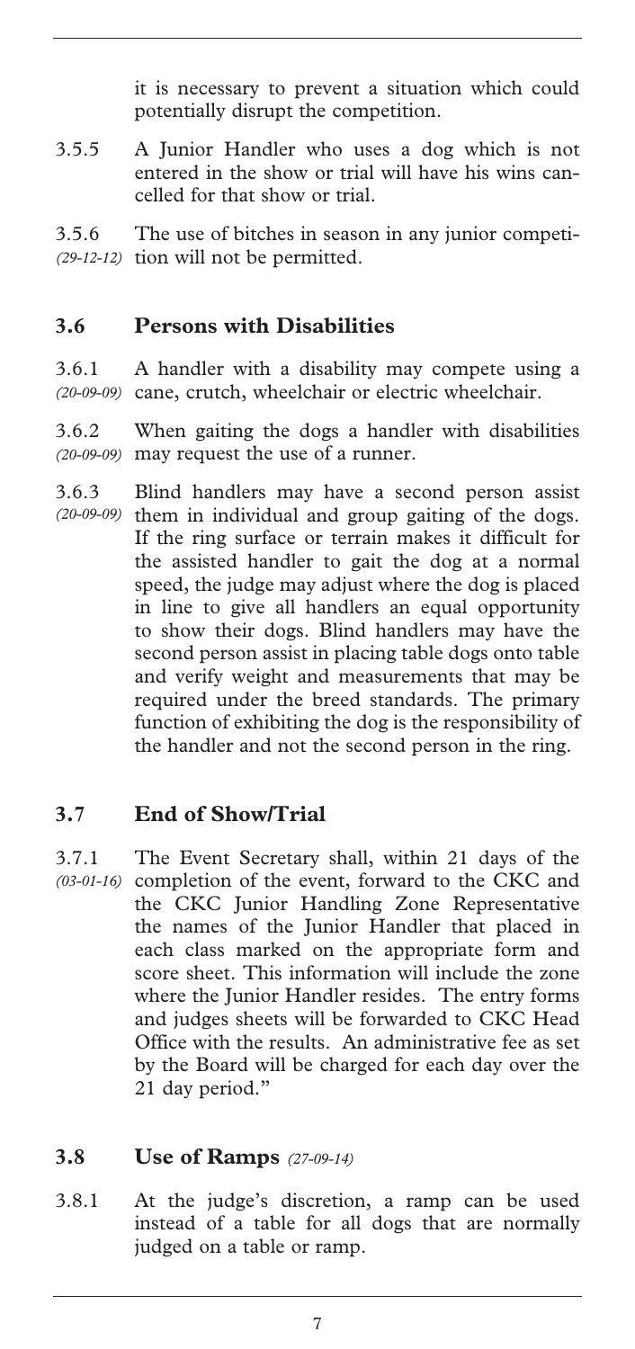it is necessary to prevent a situation which could potentially disrupt the competition.

3.5.5 A Junior Handler who uses a dog which is not entered in the show or trial will have his wins cancelled for that show or trial.

3.5.6 *(29-12-12)* The use of bitches in season in any junior competition will not be permitted.

## 3.6 Persons with Disabilities

3.6.1 *(20-09-09)* A handler with a disability may compete using a cane, crutch, wheelchair or electric wheelchair.

3.6.2 *(20-09-09)* When gaiting the dogs a handler with disabilities may request the use of a runner.

3.6.3 *(20-09-09)* Blind handlers may have a second person assist them in individual and group gaiting of the dogs. If the ring surface or terrain makes it difficult for the assisted handler to gait the dog at a normal speed, the judge may adjust where the dog is placed in line to give all handlers an equal opportunity to show their dogs. Blind handlers may have the second person assist in placing table dogs onto table and verify weight and measurements that may be required under the breed standards. The primary function of exhibiting the dog is the responsibility of the handler and not the second person in the ring.

## 3.7 End of Show/Trial

3.7.1 *(03-01-16)* The Event Secretary shall, within 21 days of the completion of the event, forward to the CKC and the CKC Junior Handling Zone Representative the names of the Junior Handler that placed in each class marked on the appropriate form and score sheet. This information will include the zone where the Junior Handler resides. The entry forms and judges sheets will be forwarded to CKC Head Office with the results. An administrative fee as set by the Board will be charged for each day over the 21 day period."

## 3.8 Use of Ramps *(27-09-14)*

3.8.1 At the judge's discretion, a ramp can be used instead of a table for all dogs that are normally judged on a table or ramp.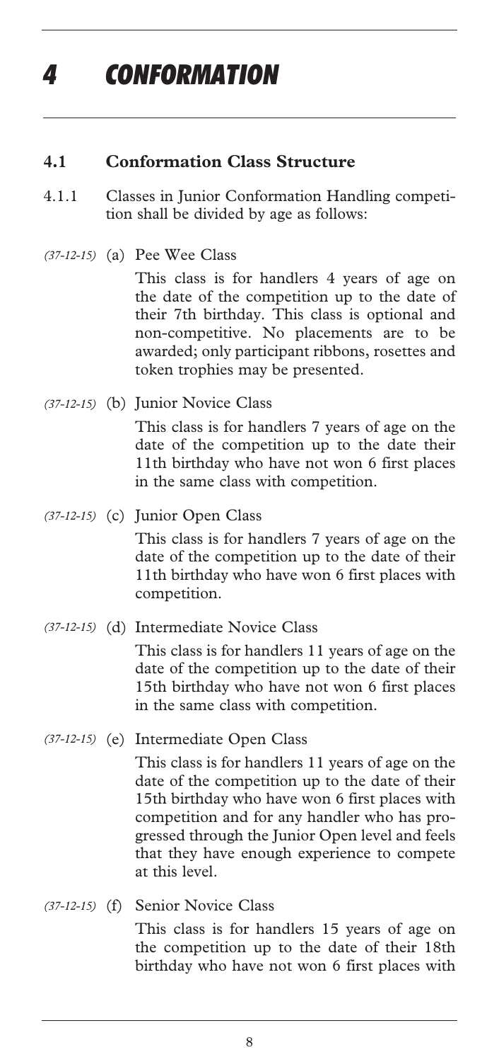# *4 CONFORMATION*

## 4.1 Conformation Class Structure

4.1.1 Classes in Junior Conformation Handling competition shall be divided by age as follows:

*(37-12-15)* (a) Pee Wee Class

This class is for handlers 4 years of age on the date of the competition up to the date of their 7th birthday. This class is optional and non-competitive. No placements are to be awarded; only participant ribbons, rosettes and token trophies may be presented.

*(37-12-15)* (b) Junior Novice Class

This class is for handlers 7 years of age on the date of the competition up to the date their 11th birthday who have not won 6 first places in the same class with competition.

*(37-12-15)* (c) Junior Open Class

This class is for handlers 7 years of age on the date of the competition up to the date of their 11th birthday who have won 6 first places with competition.

*(37-12-15)* (d) Intermediate Novice Class

This class is for handlers 11 years of age on the date of the competition up to the date of their 15th birthday who have not won 6 first places in the same class with competition.

*(37-12-15)* (e) Intermediate Open Class

This class is for handlers 11 years of age on the date of the competition up to the date of their 15th birthday who have won 6 first places with competition and for any handler who has progressed through the Junior Open level and feels that they have enough experience to compete at this level.

*(37-12-15)* (f) Senior Novice Class

This class is for handlers 15 years of age on the competition up to the date of their 18th birthday who have not won 6 first places with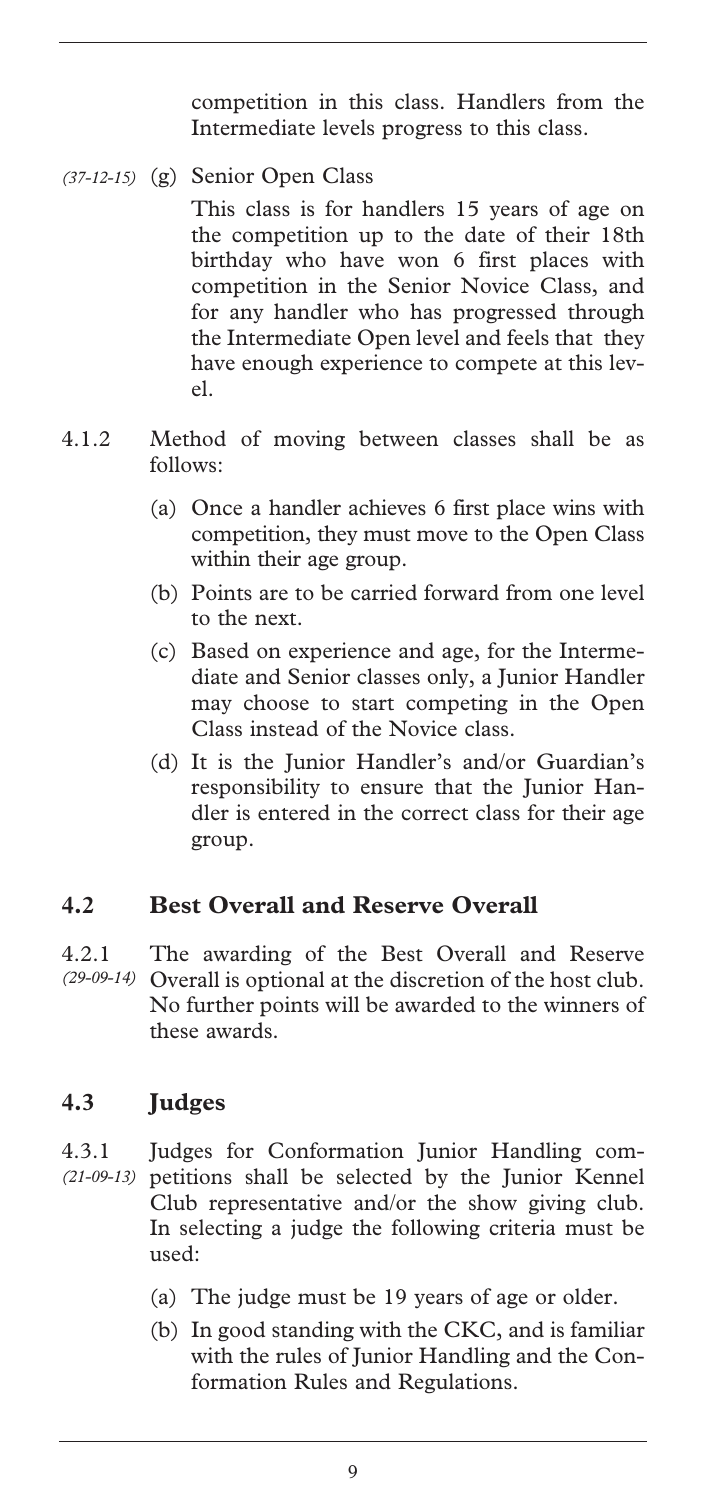competition in this class. Handlers from the Intermediate levels progress to this class.

*(37-12-15)* (g) Senior Open Class

This class is for handlers 15 years of age on the competition up to the date of their 18th birthday who have won 6 first places with competition in the Senior Novice Class, and for any handler who has progressed through the Intermediate Open level and feels that they have enough experience to compete at this level.

4.1.2 Method of moving between classes shall be as follows:

(a) Once a handler achieves 6 first place wins with competition, they must move to the Open Class within their age group.

(b) Points are to be carried forward from one level to the next.

(c) Based on experience and age, for the Intermediate and Senior classes only, a Junior Handler may choose to start competing in the Open Class instead of the Novice class.

(d) It is the Junior Handler's and/or Guardian's responsibility to ensure that the Junior Handler is entered in the correct class for their age group.

## 4.2 Best Overall and Reserve Overall

4.2.1 *(29-09-14)* The awarding of the Best Overall and Reserve Overall is optional at the discretion of the host club. No further points will be awarded to the winners of these awards.

## 4.3 Judges

4.3.1 *(21-09-13)* Judges for Conformation Junior Handling competitions shall be selected by the Junior Kennel Club representative and/or the show giving club. In selecting a judge the following criteria must be used:

(a) The judge must be 19 years of age or older.

(b) In good standing with the CKC, and is familiar with the rules of Junior Handling and the Conformation Rules and Regulations.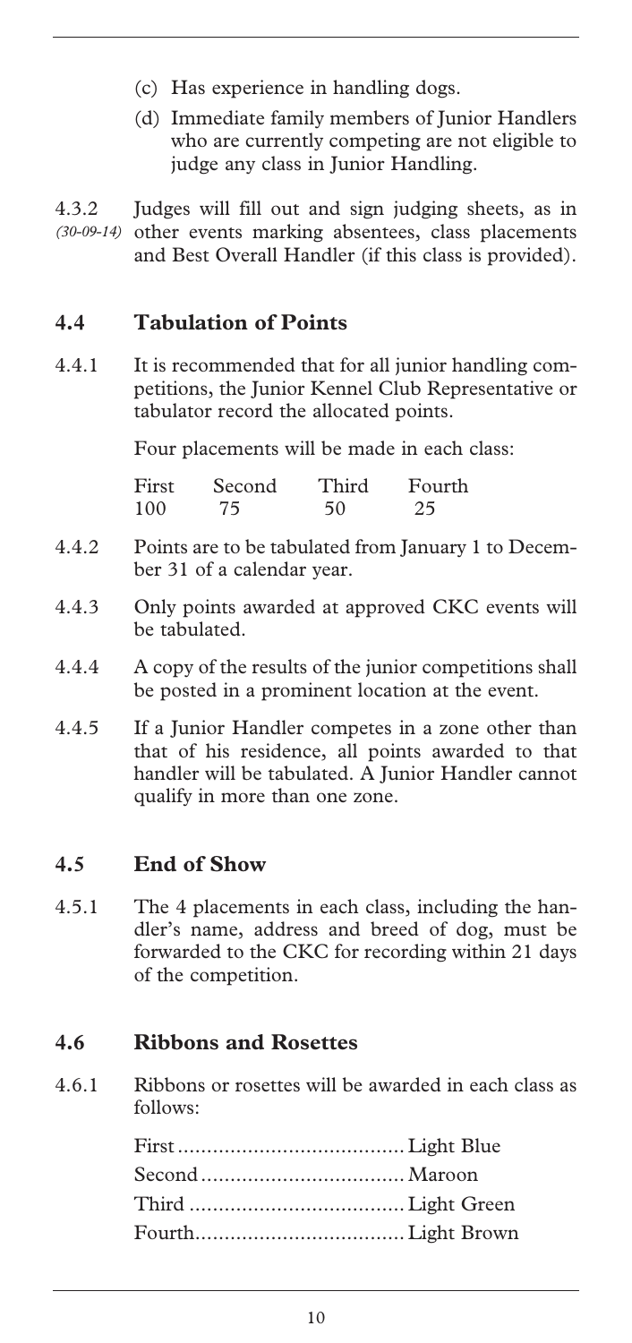(c) Has experience in handling dogs.

(d) Immediate family members of Junior Handlers who are currently competing are not eligible to judge any class in Junior Handling.

4.3.2 *(30-09-14)* Judges will fill out and sign judging sheets, as in other events marking absentees, class placements and Best Overall Handler (if this class is provided).

## 4.4 Tabulation of Points

4.4.1 It is recommended that for all junior handling competitions, the Junior Kennel Club Representative or tabulator record the allocated points.

Four placements will be made in each class:

| First | Second | Third | Fourth |
|---|---|---|---|
| 100 | 75 | 50 | 25 |

4.4.2 Points are to be tabulated from January 1 to December 31 of a calendar year.

4.4.3 Only points awarded at approved CKC events will be tabulated.

4.4.4 A copy of the results of the junior competitions shall be posted in a prominent location at the event.

4.4.5 If a Junior Handler competes in a zone other than that of his residence, all points awarded to that handler will be tabulated. A Junior Handler cannot qualify in more than one zone.

## 4.5 End of Show

4.5.1 The 4 placements in each class, including the handler's name, address and breed of dog, must be forwarded to the CKC for recording within 21 days of the competition.

## 4.6 Ribbons and Rosettes

4.6.1 Ribbons or rosettes will be awarded in each class as follows:

First....................................... Light Blue
Second................................... Maroon
Third ..................................... Light Green
Fourth.................................... Light Brown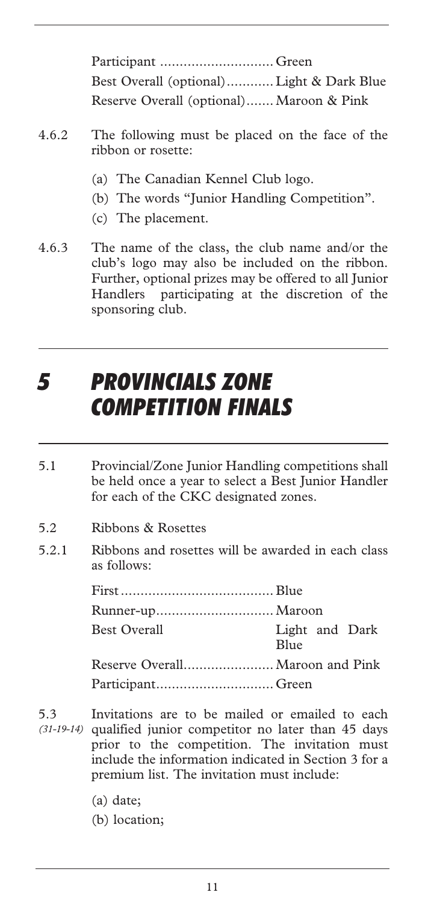Participant ............................ Green
Best Overall (optional)........... Light & Dark Blue
Reserve Overall (optional)....... Maroon & Pink

4.6.2 The following must be placed on the face of the ribbon or rosette:

(a) The Canadian Kennel Club logo.
(b) The words "Junior Handling Competition".
(c) The placement.

4.6.3 The name of the class, the club name and/or the club's logo may also be included on the ribbon. Further, optional prizes may be offered to all Junior Handlers participating at the discretion of the sponsoring club.

# *5 PROVINCIALS ZONE COMPETITION FINALS*

5.1 Provincial/Zone Junior Handling competitions shall be held once a year to select a Best Junior Handler for each of the CKC designated zones.

5.2 Ribbons & Rosettes

5.2.1 Ribbons and rosettes will be awarded in each class as follows:

First...................................... Blue
Runner-up............................. Maroon
Best Overall Light and Dark Blue
Reserve Overall...................... Maroon and Pink
Participant............................. Green

5.3 *(31-19-14)* Invitations are to be mailed or emailed to each qualified junior competitor no later than 45 days prior to the competition. The invitation must include the information indicated in Section 3 for a premium list. The invitation must include:

(a) date;
(b) location;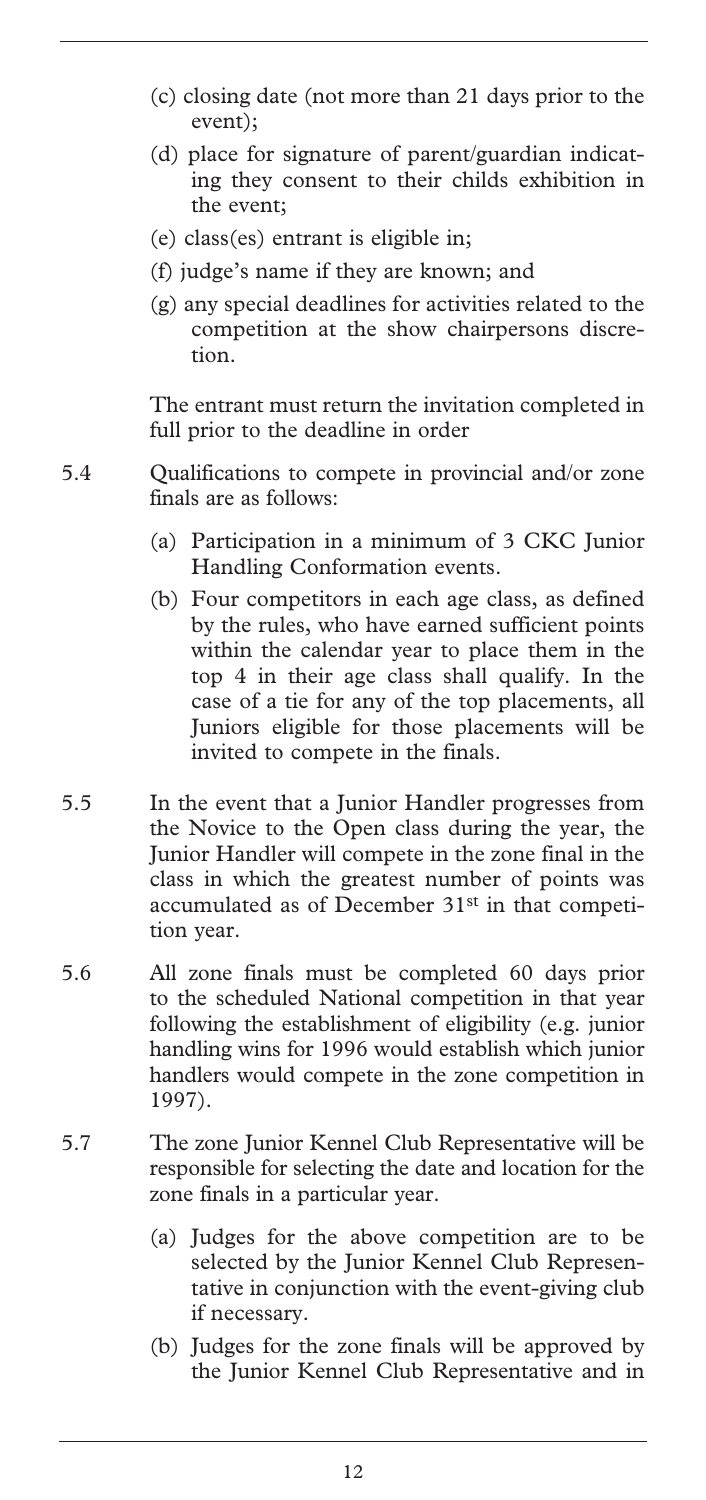(c) closing date (not more than 21 days prior to the event);

(d) place for signature of parent/guardian indicating they consent to their childs exhibition in the event;

(e) class(es) entrant is eligible in;

(f) judge's name if they are known; and

(g) any special deadlines for activities related to the competition at the show chairpersons discretion.

The entrant must return the invitation completed in full prior to the deadline in order

5.4 Qualifications to compete in provincial and/or zone finals are as follows:

(a) Participation in a minimum of 3 CKC Junior Handling Conformation events.

(b) Four competitors in each age class, as defined by the rules, who have earned sufficient points within the calendar year to place them in the top 4 in their age class shall qualify. In the case of a tie for any of the top placements, all Juniors eligible for those placements will be invited to compete in the finals.

5.5 In the event that a Junior Handler progresses from the Novice to the Open class during the year, the Junior Handler will compete in the zone final in the class in which the greatest number of points was accumulated as of December 31st in that competition year.

5.6 All zone finals must be completed 60 days prior to the scheduled National competition in that year following the establishment of eligibility (e.g. junior handling wins for 1996 would establish which junior handlers would compete in the zone competition in 1997).

5.7 The zone Junior Kennel Club Representative will be responsible for selecting the date and location for the zone finals in a particular year.

(a) Judges for the above competition are to be selected by the Junior Kennel Club Representative in conjunction with the event-giving club if necessary.

(b) Judges for the zone finals will be approved by the Junior Kennel Club Representative and in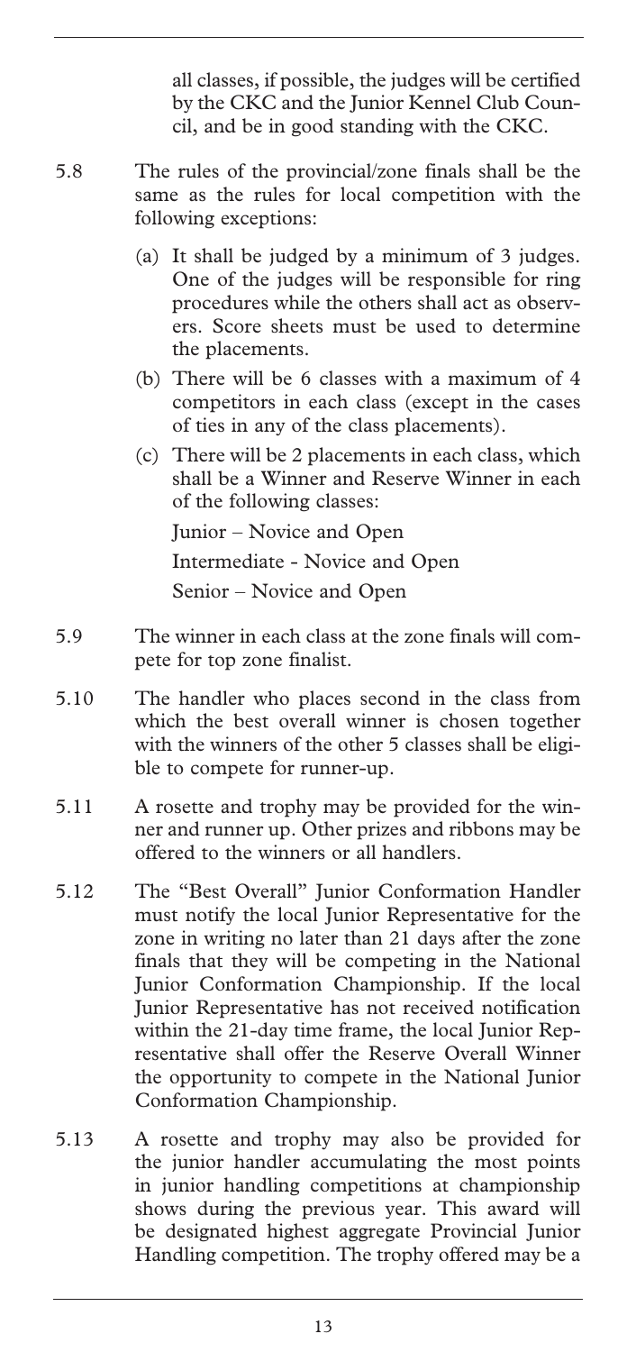all classes, if possible, the judges will be certified by the CKC and the Junior Kennel Club Council, and be in good standing with the CKC.

5.8 The rules of the provincial/zone finals shall be the same as the rules for local competition with the following exceptions:

(a) It shall be judged by a minimum of 3 judges. One of the judges will be responsible for ring procedures while the others shall act as observers. Score sheets must be used to determine the placements.

(b) There will be 6 classes with a maximum of 4 competitors in each class (except in the cases of ties in any of the class placements).

(c) There will be 2 placements in each class, which shall be a Winner and Reserve Winner in each of the following classes:

Junior – Novice and Open

Intermediate - Novice and Open

Senior – Novice and Open

5.9 The winner in each class at the zone finals will compete for top zone finalist.

5.10 The handler who places second in the class from which the best overall winner is chosen together with the winners of the other 5 classes shall be eligible to compete for runner-up.

5.11 A rosette and trophy may be provided for the winner and runner up. Other prizes and ribbons may be offered to the winners or all handlers.

5.12 The "Best Overall" Junior Conformation Handler must notify the local Junior Representative for the zone in writing no later than 21 days after the zone finals that they will be competing in the National Junior Conformation Championship. If the local Junior Representative has not received notification within the 21-day time frame, the local Junior Representative shall offer the Reserve Overall Winner the opportunity to compete in the National Junior Conformation Championship.

5.13 A rosette and trophy may also be provided for the junior handler accumulating the most points in junior handling competitions at championship shows during the previous year. This award will be designated highest aggregate Provincial Junior Handling competition. The trophy offered may be a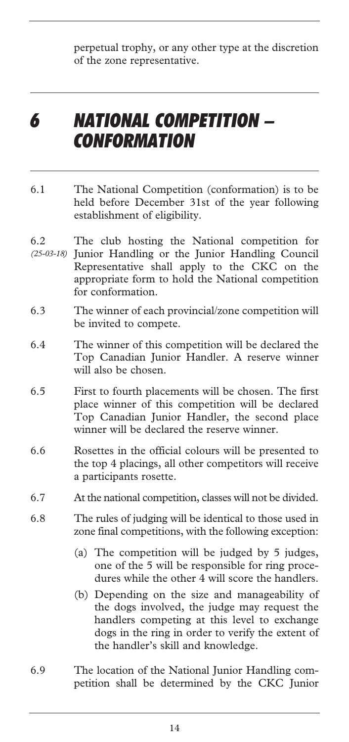perpetual trophy, or any other type at the discretion of the zone representative.

# *6 NATIONAL COMPETITION – CONFORMATION*

6.1 The National Competition (conformation) is to be held before December 31st of the year following establishment of eligibility.

6.2 *(25-03-18)* The club hosting the National competition for Junior Handling or the Junior Handling Council Representative shall apply to the CKC on the appropriate form to hold the National competition for conformation.

6.3 The winner of each provincial/zone competition will be invited to compete.

6.4 The winner of this competition will be declared the Top Canadian Junior Handler. A reserve winner will also be chosen.

6.5 First to fourth placements will be chosen. The first place winner of this competition will be declared Top Canadian Junior Handler, the second place winner will be declared the reserve winner.

6.6 Rosettes in the official colours will be presented to the top 4 placings, all other competitors will receive a participants rosette.

6.7 At the national competition, classes will not be divided.

6.8 The rules of judging will be identical to those used in zone final competitions, with the following exception:

- (a) The competition will be judged by 5 judges, one of the 5 will be responsible for ring procedures while the other 4 will score the handlers.
- (b) Depending on the size and manageability of the dogs involved, the judge may request the handlers competing at this level to exchange dogs in the ring in order to verify the extent of the handler's skill and knowledge.

6.9 The location of the National Junior Handling competition shall be determined by the CKC Junior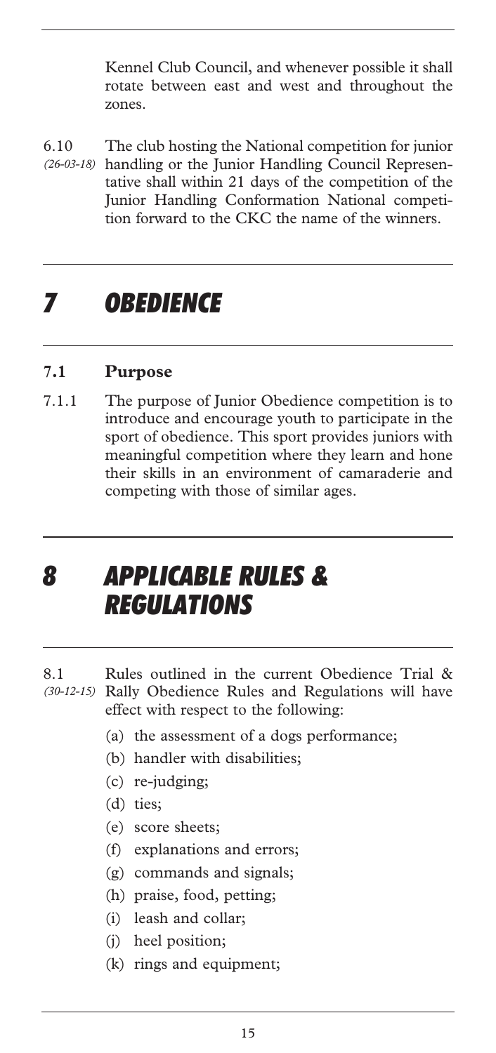Kennel Club Council, and whenever possible it shall rotate between east and west and throughout the zones.

6.10 *(26-03-18)* The club hosting the National competition for junior handling or the Junior Handling Council Representative shall within 21 days of the competition of the Junior Handling Conformation National competition forward to the CKC the name of the winners.

# 7 OBEDIENCE

## 7.1 Purpose

7.1.1 The purpose of Junior Obedience competition is to introduce and encourage youth to participate in the sport of obedience. This sport provides juniors with meaningful competition where they learn and hone their skills in an environment of camaraderie and competing with those of similar ages.

# 8 APPLICABLE RULES & REGULATIONS

8.1 *(30-12-15)* Rules outlined in the current Obedience Trial & Rally Obedience Rules and Regulations will have effect with respect to the following:

- (a) the assessment of a dogs performance;
- (b) handler with disabilities;
- (c) re-judging;
- (d) ties;
- (e) score sheets;
- (f) explanations and errors;
- (g) commands and signals;
- (h) praise, food, petting;
- (i) leash and collar;
- (j) heel position;
- (k) rings and equipment;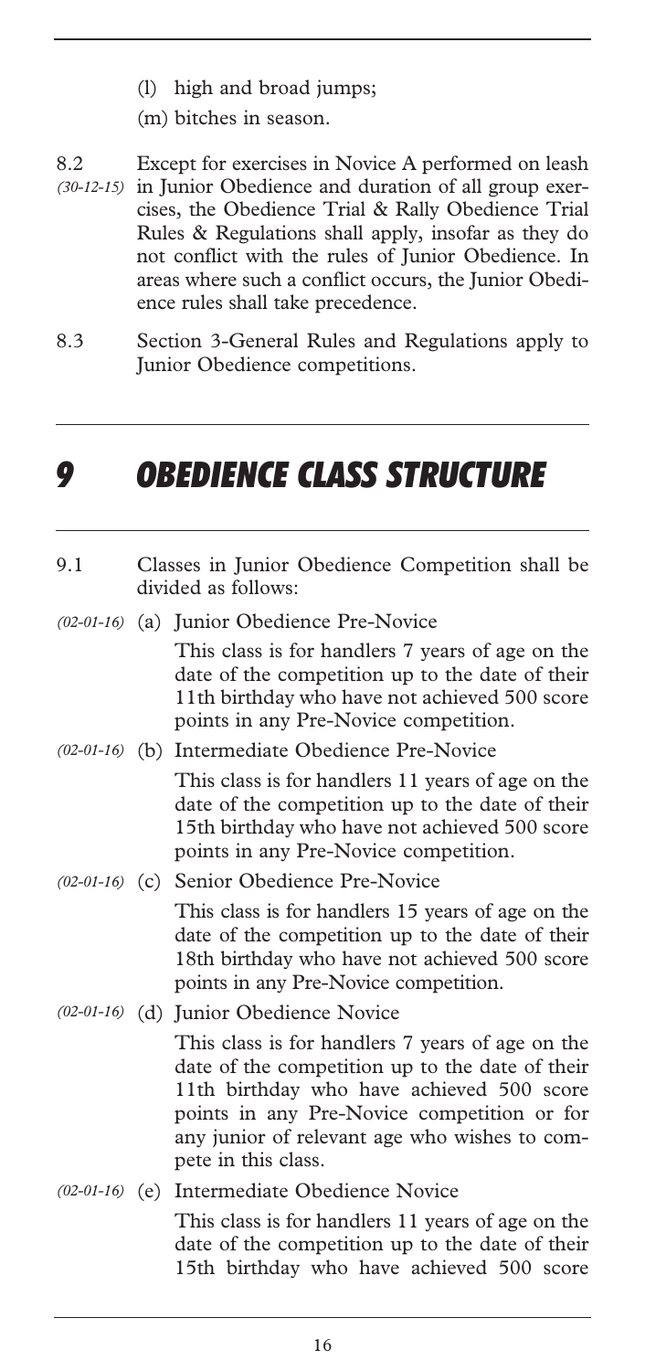(l) high and broad jumps;

(m) bitches in season.

8.2 *(30-12-15)* Except for exercises in Novice A performed on leash in Junior Obedience and duration of all group exercises, the Obedience Trial & Rally Obedience Trial Rules & Regulations shall apply, insofar as they do not conflict with the rules of Junior Obedience. In areas where such a conflict occurs, the Junior Obedience rules shall take precedence.

8.3 Section 3-General Rules and Regulations apply to Junior Obedience competitions.

# 9 OBEDIENCE CLASS STRUCTURE

9.1 Classes in Junior Obedience Competition shall be divided as follows:

*(02-01-16)* (a) Junior Obedience Pre-Novice

This class is for handlers 7 years of age on the date of the competition up to the date of their 11th birthday who have not achieved 500 score points in any Pre-Novice competition.

*(02-01-16)* (b) Intermediate Obedience Pre-Novice

This class is for handlers 11 years of age on the date of the competition up to the date of their 15th birthday who have not achieved 500 score points in any Pre-Novice competition.

*(02-01-16)* (c) Senior Obedience Pre-Novice

This class is for handlers 15 years of age on the date of the competition up to the date of their 18th birthday who have not achieved 500 score points in any Pre-Novice competition.

*(02-01-16)* (d) Junior Obedience Novice

This class is for handlers 7 years of age on the date of the competition up to the date of their 11th birthday who have achieved 500 score points in any Pre-Novice competition or for any junior of relevant age who wishes to compete in this class.

*(02-01-16)* (e) Intermediate Obedience Novice

This class is for handlers 11 years of age on the date of the competition up to the date of their 15th birthday who have achieved 500 score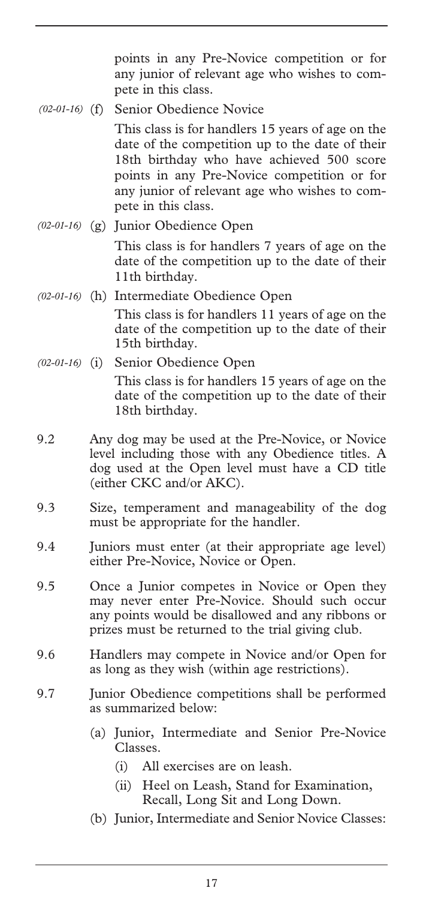points in any Pre-Novice competition or for any junior of relevant age who wishes to compete in this class.

*(02-01-16)* (f) Senior Obedience Novice

This class is for handlers 15 years of age on the date of the competition up to the date of their 18th birthday who have achieved 500 score points in any Pre-Novice competition or for any junior of relevant age who wishes to compete in this class.

*(02-01-16)* (g) Junior Obedience Open

This class is for handlers 7 years of age on the date of the competition up to the date of their 11th birthday.

*(02-01-16)* (h) Intermediate Obedience Open

This class is for handlers 11 years of age on the date of the competition up to the date of their 15th birthday.

*(02-01-16)* (i) Senior Obedience Open

This class is for handlers 15 years of age on the date of the competition up to the date of their 18th birthday.

9.2 Any dog may be used at the Pre-Novice, or Novice level including those with any Obedience titles. A dog used at the Open level must have a CD title (either CKC and/or AKC).

9.3 Size, temperament and manageability of the dog must be appropriate for the handler.

9.4 Juniors must enter (at their appropriate age level) either Pre-Novice, Novice or Open.

9.5 Once a Junior competes in Novice or Open they may never enter Pre-Novice. Should such occur any points would be disallowed and any ribbons or prizes must be returned to the trial giving club.

9.6 Handlers may compete in Novice and/or Open for as long as they wish (within age restrictions).

9.7 Junior Obedience competitions shall be performed as summarized below:

- (a) Junior, Intermediate and Senior Pre-Novice Classes.
  - (i) All exercises are on leash.
  - (ii) Heel on Leash, Stand for Examination, Recall, Long Sit and Long Down.
- (b) Junior, Intermediate and Senior Novice Classes: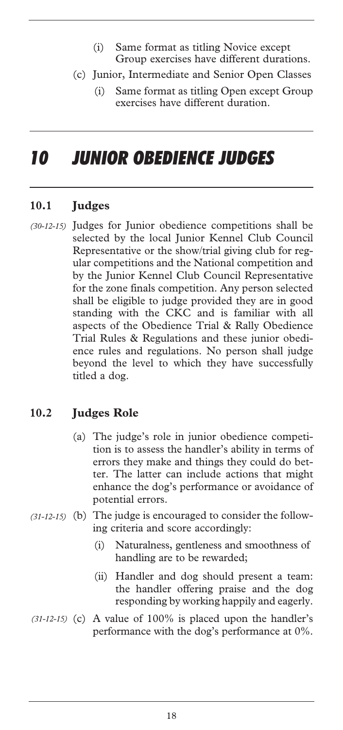(i) Same format as titling Novice except Group exercises have different durations.

(c) Junior, Intermediate and Senior Open Classes

   (i) Same format as titling Open except Group exercises have different duration.

# 10 JUNIOR OBEDIENCE JUDGES

## 10.1 Judges

*(30-12-15)* Judges for Junior obedience competitions shall be selected by the local Junior Kennel Club Council Representative or the show/trial giving club for regular competitions and the National competition and by the Junior Kennel Club Council Representative for the zone finals competition. Any person selected shall be eligible to judge provided they are in good standing with the CKC and is familiar with all aspects of the Obedience Trial & Rally Obedience Trial Rules & Regulations and these junior obedience rules and regulations. No person shall judge beyond the level to which they have successfully titled a dog.

## 10.2 Judges Role

(a) The judge's role in junior obedience competition is to assess the handler's ability in terms of errors they make and things they could do better. The latter can include actions that might enhance the dog's performance or avoidance of potential errors.

*(31-12-15)* (b) The judge is encouraged to consider the following criteria and score accordingly:

   (i) Naturalness, gentleness and smoothness of handling are to be rewarded;

   (ii) Handler and dog should present a team: the handler offering praise and the dog responding by working happily and eagerly.

*(31-12-15)* (c) A value of 100% is placed upon the handler's performance with the dog's performance at 0%.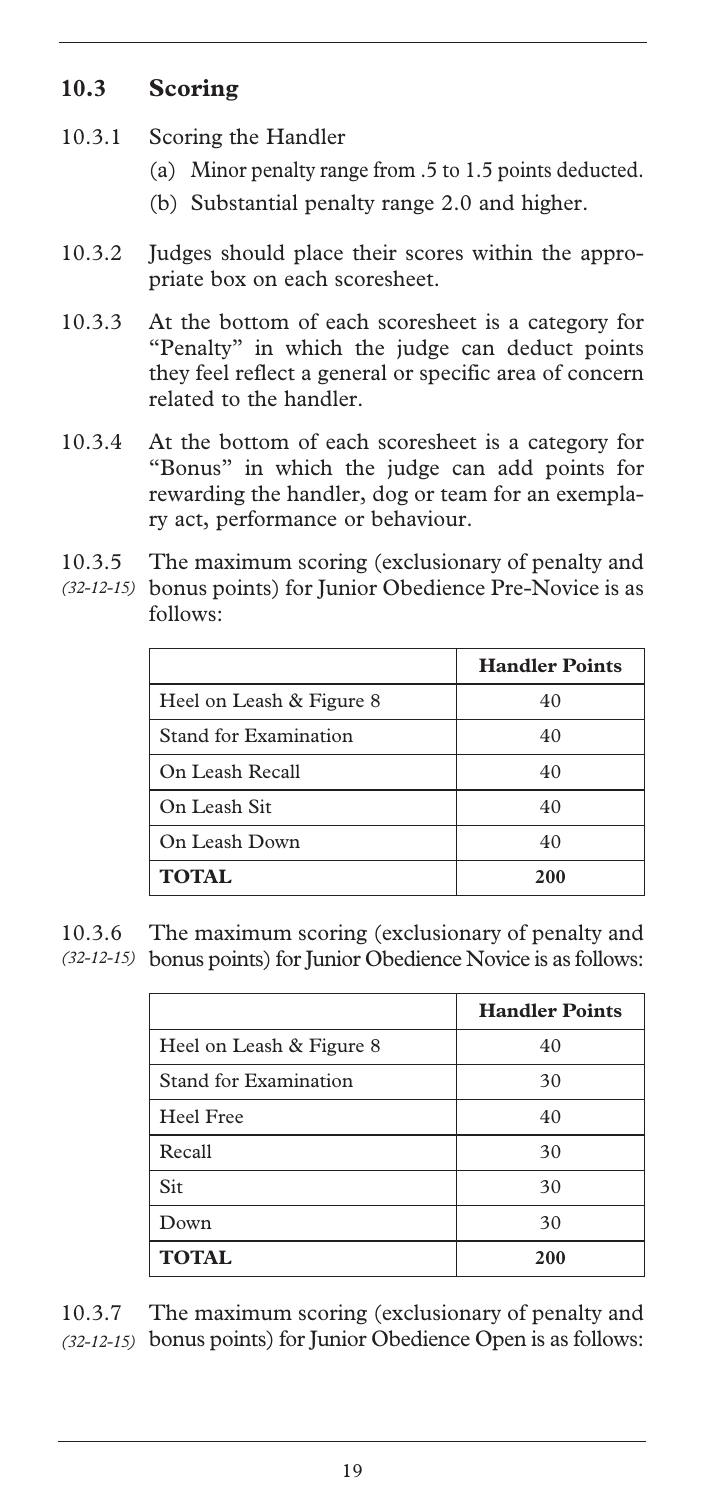## 10.3 Scoring

10.3.1 Scoring the Handler

(a) Minor penalty range from .5 to 1.5 points deducted.

(b) Substantial penalty range 2.0 and higher.

10.3.2 Judges should place their scores within the appropriate box on each scoresheet.

10.3.3 At the bottom of each scoresheet is a category for "Penalty" in which the judge can deduct points they feel reflect a general or specific area of concern related to the handler.

10.3.4 At the bottom of each scoresheet is a category for "Bonus" in which the judge can add points for rewarding the handler, dog or team for an exemplary act, performance or behaviour.

10.3.5 *(32-12-15)* The maximum scoring (exclusionary of penalty and bonus points) for Junior Obedience Pre-Novice is as follows:

| | **Handler Points** |
|---|---|
| Heel on Leash & Figure 8 | 40 |
| Stand for Examination | 40 |
| On Leash Recall | 40 |
| On Leash Sit | 40 |
| On Leash Down | 40 |
| **TOTAL** | **200** |

10.3.6 *(32-12-15)* The maximum scoring (exclusionary of penalty and bonus points) for Junior Obedience Novice is as follows:

| | **Handler Points** |
|---|---|
| Heel on Leash & Figure 8 | 40 |
| Stand for Examination | 30 |
| Heel Free | 40 |
| Recall | 30 |
| Sit | 30 |
| Down | 30 |
| **TOTAL** | **200** |

10.3.7 *(32-12-15)* The maximum scoring (exclusionary of penalty and bonus points) for Junior Obedience Open is as follows: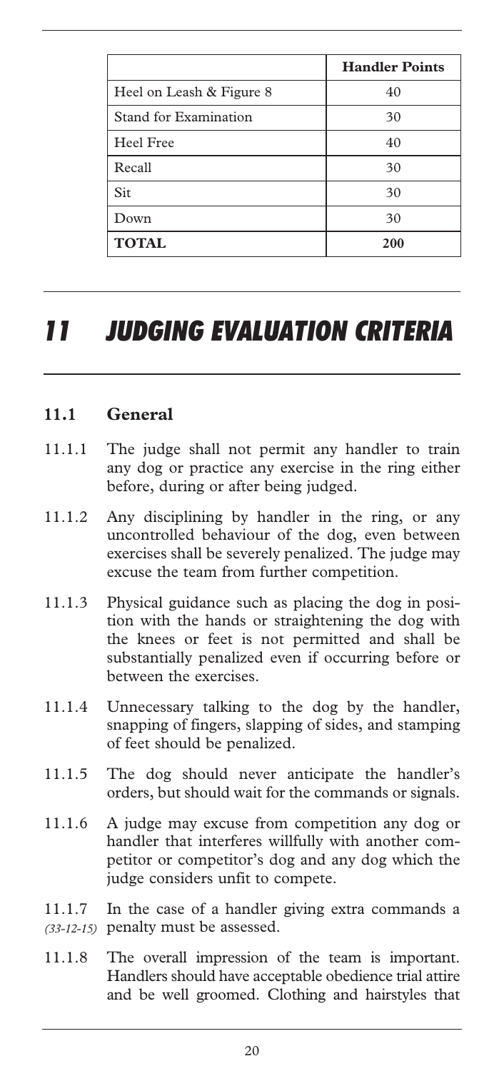| | Handler Points |
|---|---|
| Heel on Leash & Figure 8 | 40 |
| Stand for Examination | 30 |
| Heel Free | 40 |
| Recall | 30 |
| Sit | 30 |
| Down | 30 |
| **TOTAL** | **200** |

# *11 JUDGING EVALUATION CRITERIA*

## 11.1 General

11.1.1 The judge shall not permit any handler to train any dog or practice any exercise in the ring either before, during or after being judged.

11.1.2 Any disciplining by handler in the ring, or any uncontrolled behaviour of the dog, even between exercises shall be severely penalized. The judge may excuse the team from further competition.

11.1.3 Physical guidance such as placing the dog in position with the hands or straightening the dog with the knees or feet is not permitted and shall be substantially penalized even if occurring before or between the exercises.

11.1.4 Unnecessary talking to the dog by the handler, snapping of fingers, slapping of sides, and stamping of feet should be penalized.

11.1.5 The dog should never anticipate the handler's orders, but should wait for the commands or signals.

11.1.6 A judge may excuse from competition any dog or handler that interferes willfully with another competitor or competitor's dog and any dog which the judge considers unfit to compete.

11.1.7 *(33-12-15)* In the case of a handler giving extra commands a penalty must be assessed.

11.1.8 The overall impression of the team is important. Handlers should have acceptable obedience trial attire and be well groomed. Clothing and hairstyles that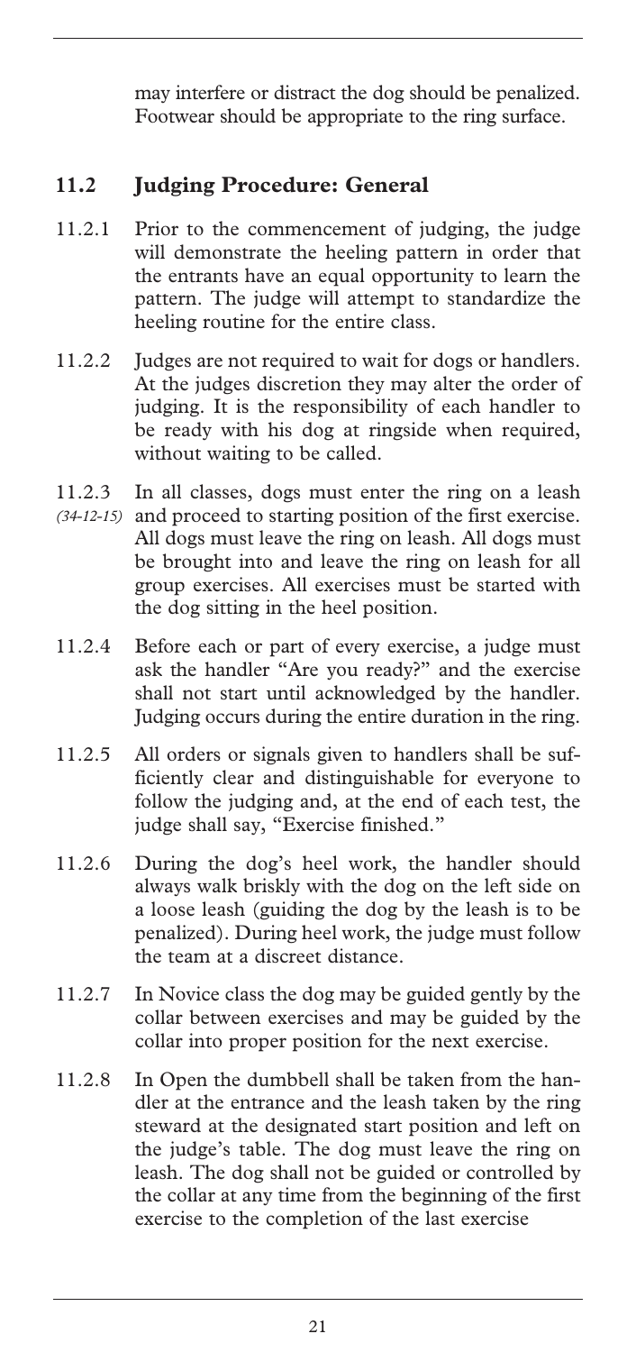may interfere or distract the dog should be penalized. Footwear should be appropriate to the ring surface.

## 11.2 Judging Procedure: General

11.2.1 Prior to the commencement of judging, the judge will demonstrate the heeling pattern in order that the entrants have an equal opportunity to learn the pattern. The judge will attempt to standardize the heeling routine for the entire class.

11.2.2 Judges are not required to wait for dogs or handlers. At the judges discretion they may alter the order of judging. It is the responsibility of each handler to be ready with his dog at ringside when required, without waiting to be called.

11.2.3 *(34-12-15)* In all classes, dogs must enter the ring on a leash and proceed to starting position of the first exercise. All dogs must leave the ring on leash. All dogs must be brought into and leave the ring on leash for all group exercises. All exercises must be started with the dog sitting in the heel position.

11.2.4 Before each or part of every exercise, a judge must ask the handler "Are you ready?" and the exercise shall not start until acknowledged by the handler. Judging occurs during the entire duration in the ring.

11.2.5 All orders or signals given to handlers shall be sufficiently clear and distinguishable for everyone to follow the judging and, at the end of each test, the judge shall say, "Exercise finished."

11.2.6 During the dog's heel work, the handler should always walk briskly with the dog on the left side on a loose leash (guiding the dog by the leash is to be penalized). During heel work, the judge must follow the team at a discreet distance.

11.2.7 In Novice class the dog may be guided gently by the collar between exercises and may be guided by the collar into proper position for the next exercise.

11.2.8 In Open the dumbbell shall be taken from the handler at the entrance and the leash taken by the ring steward at the designated start position and left on the judge's table. The dog must leave the ring on leash. The dog shall not be guided or controlled by the collar at any time from the beginning of the first exercise to the completion of the last exercise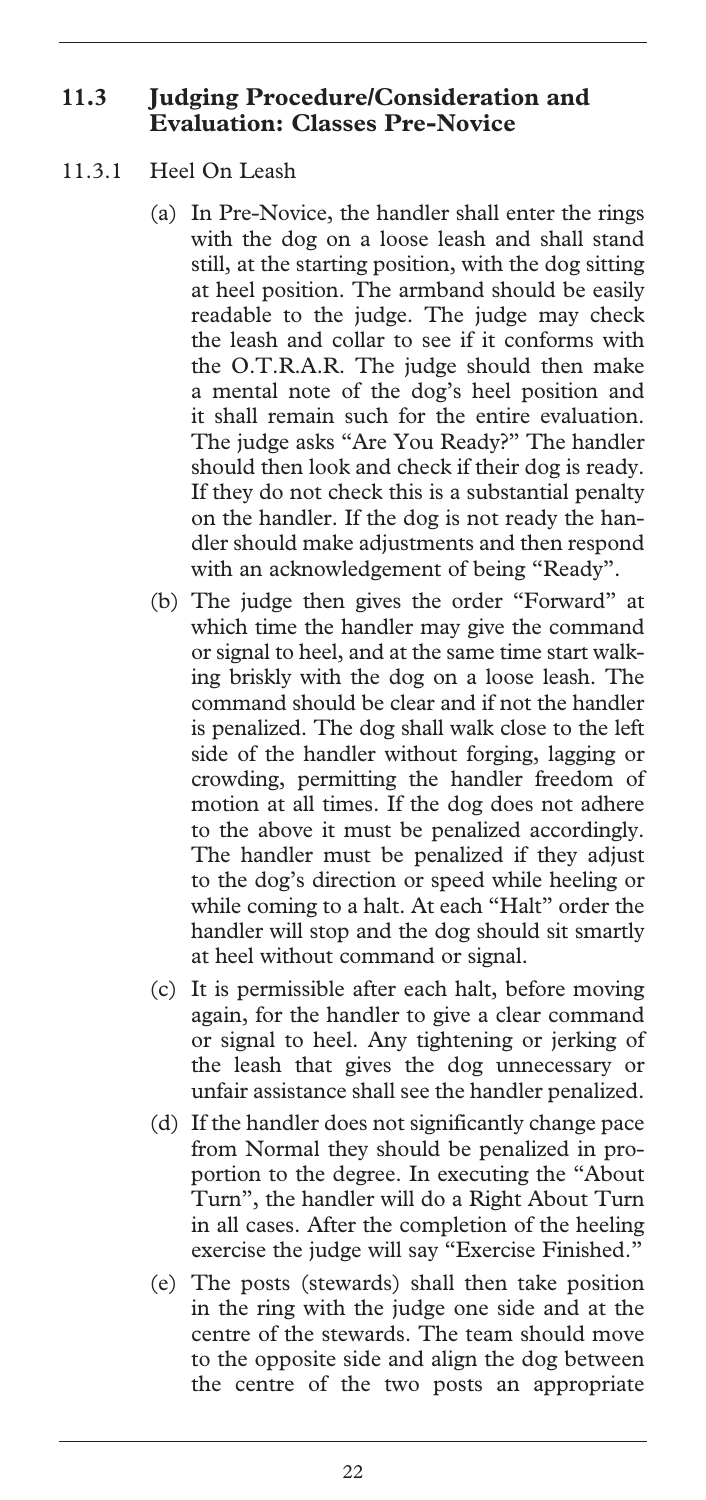## 11.3 Judging Procedure/Consideration and Evaluation: Classes Pre-Novice

11.3.1 Heel On Leash

(a) In Pre-Novice, the handler shall enter the rings with the dog on a loose leash and shall stand still, at the starting position, with the dog sitting at heel position. The armband should be easily readable to the judge. The judge may check the leash and collar to see if it conforms with the O.T.R.A.R. The judge should then make a mental note of the dog's heel position and it shall remain such for the entire evaluation. The judge asks "Are You Ready?" The handler should then look and check if their dog is ready. If they do not check this is a substantial penalty on the handler. If the dog is not ready the handler should make adjustments and then respond with an acknowledgement of being "Ready".

(b) The judge then gives the order "Forward" at which time the handler may give the command or signal to heel, and at the same time start walking briskly with the dog on a loose leash. The command should be clear and if not the handler is penalized. The dog shall walk close to the left side of the handler without forging, lagging or crowding, permitting the handler freedom of motion at all times. If the dog does not adhere to the above it must be penalized accordingly. The handler must be penalized if they adjust to the dog's direction or speed while heeling or while coming to a halt. At each "Halt" order the handler will stop and the dog should sit smartly at heel without command or signal.

(c) It is permissible after each halt, before moving again, for the handler to give a clear command or signal to heel. Any tightening or jerking of the leash that gives the dog unnecessary or unfair assistance shall see the handler penalized.

(d) If the handler does not significantly change pace from Normal they should be penalized in proportion to the degree. In executing the "About Turn", the handler will do a Right About Turn in all cases. After the completion of the heeling exercise the judge will say "Exercise Finished."

(e) The posts (stewards) shall then take position in the ring with the judge one side and at the centre of the stewards. The team should move to the opposite side and align the dog between the centre of the two posts an appropriate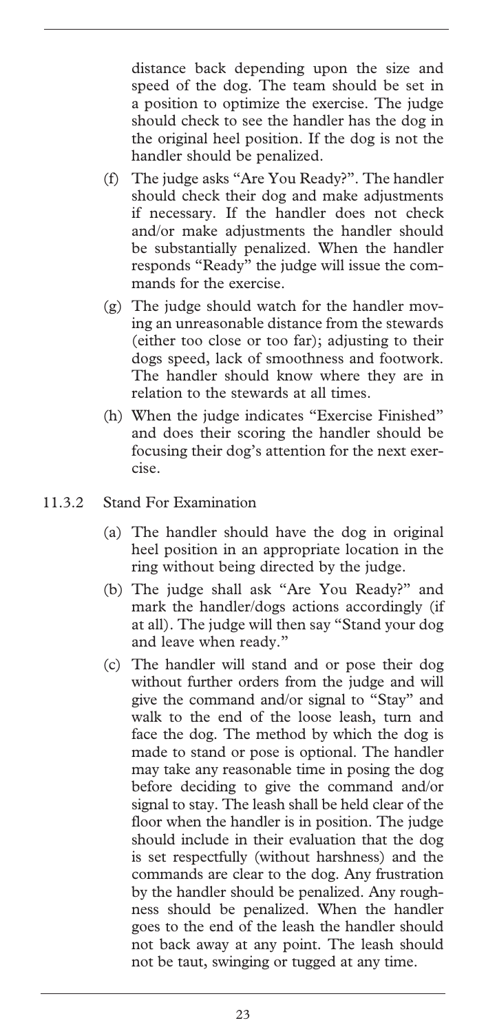distance back depending upon the size and speed of the dog. The team should be set in a position to optimize the exercise. The judge should check to see the handler has the dog in the original heel position. If the dog is not the handler should be penalized.

(f) The judge asks "Are You Ready?". The handler should check their dog and make adjustments if necessary. If the handler does not check and/or make adjustments the handler should be substantially penalized. When the handler responds "Ready" the judge will issue the commands for the exercise.

(g) The judge should watch for the handler moving an unreasonable distance from the stewards (either too close or too far); adjusting to their dogs speed, lack of smoothness and footwork. The handler should know where they are in relation to the stewards at all times.

(h) When the judge indicates "Exercise Finished" and does their scoring the handler should be focusing their dog's attention for the next exercise.

11.3.2 Stand For Examination

(a) The handler should have the dog in original heel position in an appropriate location in the ring without being directed by the judge.

(b) The judge shall ask "Are You Ready?" and mark the handler/dogs actions accordingly (if at all). The judge will then say "Stand your dog and leave when ready."

(c) The handler will stand and or pose their dog without further orders from the judge and will give the command and/or signal to "Stay" and walk to the end of the loose leash, turn and face the dog. The method by which the dog is made to stand or pose is optional. The handler may take any reasonable time in posing the dog before deciding to give the command and/or signal to stay. The leash shall be held clear of the floor when the handler is in position. The judge should include in their evaluation that the dog is set respectfully (without harshness) and the commands are clear to the dog. Any frustration by the handler should be penalized. Any roughness should be penalized. When the handler goes to the end of the leash the handler should not back away at any point. The leash should not be taut, swinging or tugged at any time.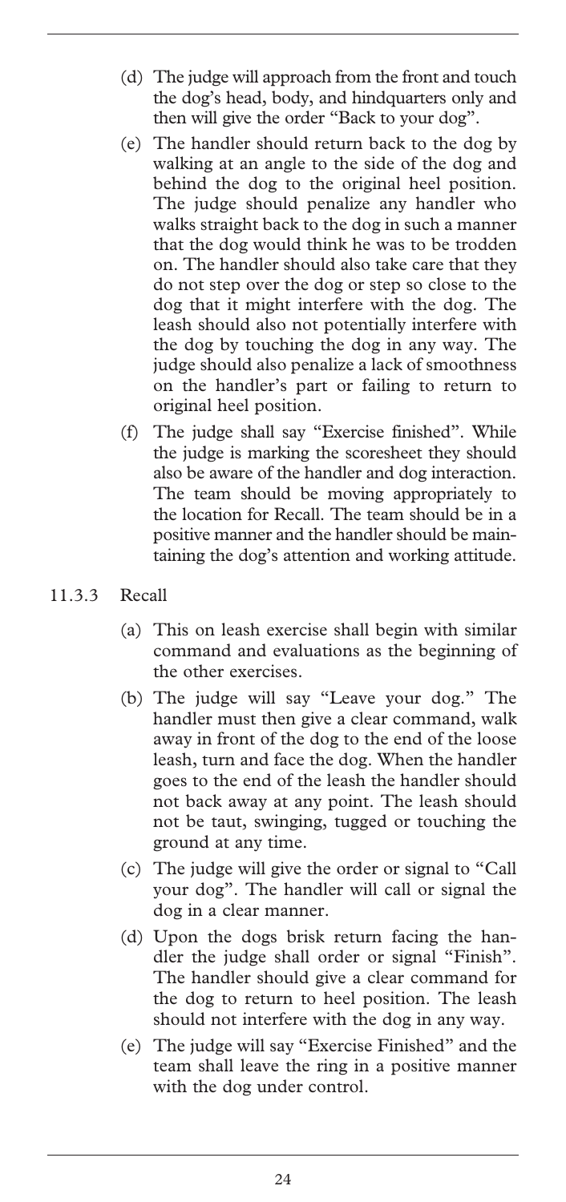(d) The judge will approach from the front and touch the dog's head, body, and hindquarters only and then will give the order "Back to your dog".

(e) The handler should return back to the dog by walking at an angle to the side of the dog and behind the dog to the original heel position. The judge should penalize any handler who walks straight back to the dog in such a manner that the dog would think he was to be trodden on. The handler should also take care that they do not step over the dog or step so close to the dog that it might interfere with the dog. The leash should also not potentially interfere with the dog by touching the dog in any way. The judge should also penalize a lack of smoothness on the handler's part or failing to return to original heel position.

(f) The judge shall say "Exercise finished". While the judge is marking the scoresheet they should also be aware of the handler and dog interaction. The team should be moving appropriately to the location for Recall. The team should be in a positive manner and the handler should be maintaining the dog's attention and working attitude.

### 11.3.3 Recall

(a) This on leash exercise shall begin with similar command and evaluations as the beginning of the other exercises.

(b) The judge will say "Leave your dog." The handler must then give a clear command, walk away in front of the dog to the end of the loose leash, turn and face the dog. When the handler goes to the end of the leash the handler should not back away at any point. The leash should not be taut, swinging, tugged or touching the ground at any time.

(c) The judge will give the order or signal to "Call your dog". The handler will call or signal the dog in a clear manner.

(d) Upon the dogs brisk return facing the handler the judge shall order or signal "Finish". The handler should give a clear command for the dog to return to heel position. The leash should not interfere with the dog in any way.

(e) The judge will say "Exercise Finished" and the team shall leave the ring in a positive manner with the dog under control.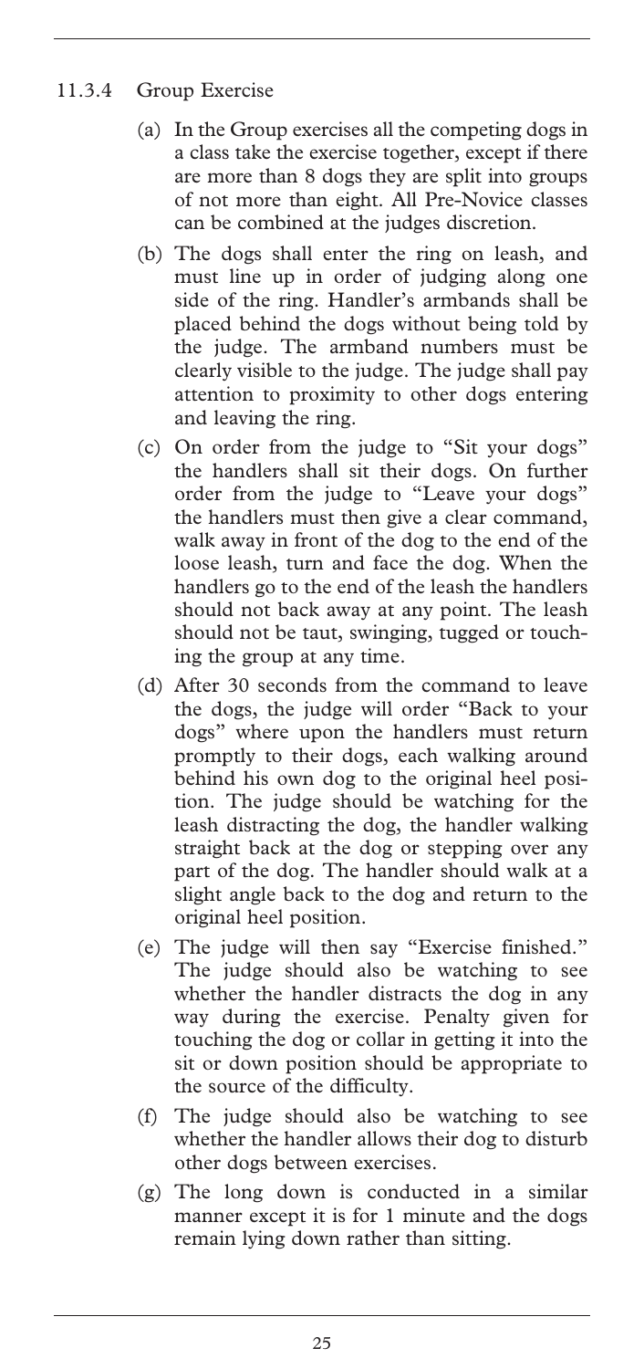### 11.3.4 Group Exercise

(a) In the Group exercises all the competing dogs in a class take the exercise together, except if there are more than 8 dogs they are split into groups of not more than eight. All Pre-Novice classes can be combined at the judges discretion.

(b) The dogs shall enter the ring on leash, and must line up in order of judging along one side of the ring. Handler's armbands shall be placed behind the dogs without being told by the judge. The armband numbers must be clearly visible to the judge. The judge shall pay attention to proximity to other dogs entering and leaving the ring.

(c) On order from the judge to "Sit your dogs" the handlers shall sit their dogs. On further order from the judge to "Leave your dogs" the handlers must then give a clear command, walk away in front of the dog to the end of the loose leash, turn and face the dog. When the handlers go to the end of the leash the handlers should not back away at any point. The leash should not be taut, swinging, tugged or touching the group at any time.

(d) After 30 seconds from the command to leave the dogs, the judge will order "Back to your dogs" where upon the handlers must return promptly to their dogs, each walking around behind his own dog to the original heel position. The judge should be watching for the leash distracting the dog, the handler walking straight back at the dog or stepping over any part of the dog. The handler should walk at a slight angle back to the dog and return to the original heel position.

(e) The judge will then say "Exercise finished." The judge should also be watching to see whether the handler distracts the dog in any way during the exercise. Penalty given for touching the dog or collar in getting it into the sit or down position should be appropriate to the source of the difficulty.

(f) The judge should also be watching to see whether the handler allows their dog to disturb other dogs between exercises.

(g) The long down is conducted in a similar manner except it is for 1 minute and the dogs remain lying down rather than sitting.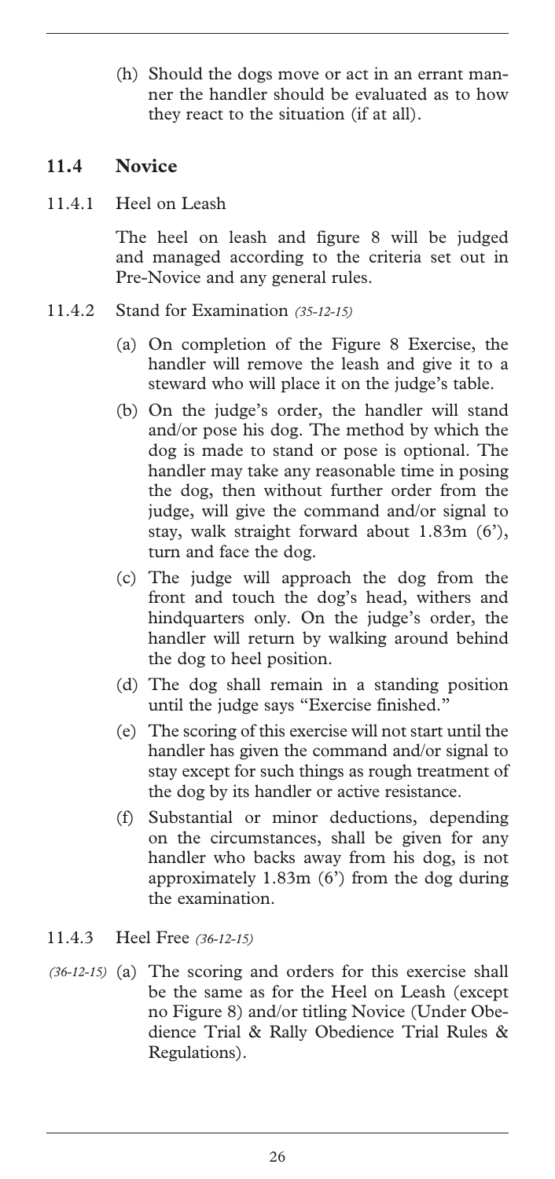(h) Should the dogs move or act in an errant manner the handler should be evaluated as to how they react to the situation (if at all).

## 11.4 Novice

11.4.1 Heel on Leash

The heel on leash and figure 8 will be judged and managed according to the criteria set out in Pre-Novice and any general rules.

11.4.2 Stand for Examination *(35-12-15)*

(a) On completion of the Figure 8 Exercise, the handler will remove the leash and give it to a steward who will place it on the judge's table.

(b) On the judge's order, the handler will stand and/or pose his dog. The method by which the dog is made to stand or pose is optional. The handler may take any reasonable time in posing the dog, then without further order from the judge, will give the command and/or signal to stay, walk straight forward about 1.83m (6'), turn and face the dog.

(c) The judge will approach the dog from the front and touch the dog's head, withers and hindquarters only. On the judge's order, the handler will return by walking around behind the dog to heel position.

(d) The dog shall remain in a standing position until the judge says "Exercise finished."

(e) The scoring of this exercise will not start until the handler has given the command and/or signal to stay except for such things as rough treatment of the dog by its handler or active resistance.

(f) Substantial or minor deductions, depending on the circumstances, shall be given for any handler who backs away from his dog, is not approximately 1.83m (6') from the dog during the examination.

11.4.3 Heel Free *(36-12-15)*

*(36-12-15)* (a) The scoring and orders for this exercise shall be the same as for the Heel on Leash (except no Figure 8) and/or titling Novice (Under Obedience Trial & Rally Obedience Trial Rules & Regulations).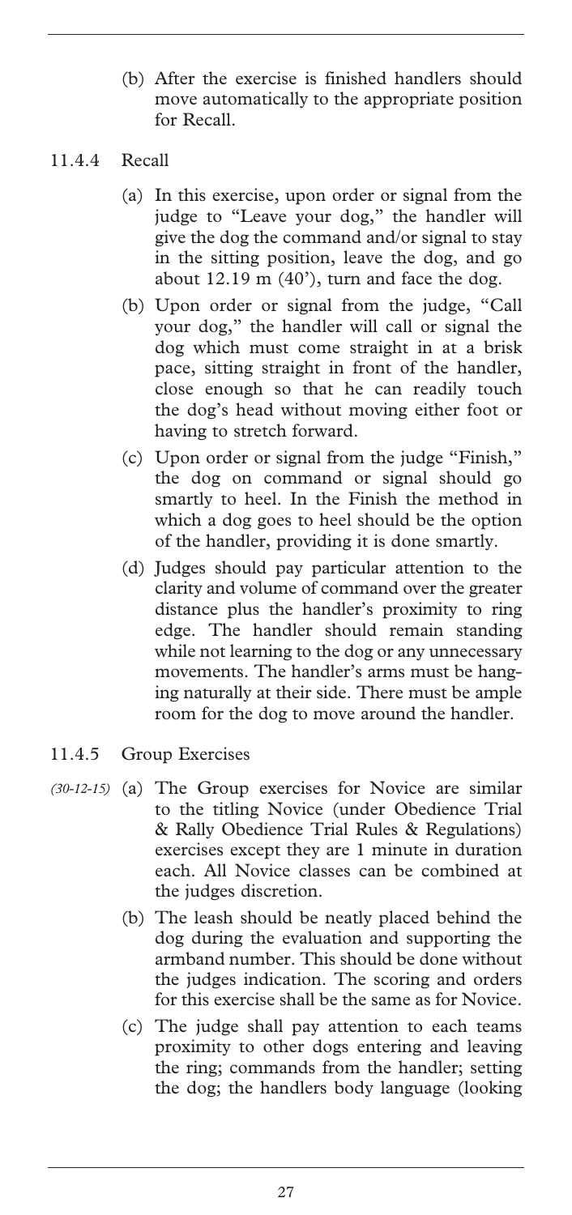(b) After the exercise is finished handlers should move automatically to the appropriate position for Recall.

11.4.4 Recall

(a) In this exercise, upon order or signal from the judge to "Leave your dog," the handler will give the dog the command and/or signal to stay in the sitting position, leave the dog, and go about 12.19 m (40'), turn and face the dog.

(b) Upon order or signal from the judge, "Call your dog," the handler will call or signal the dog which must come straight in at a brisk pace, sitting straight in front of the handler, close enough so that he can readily touch the dog's head without moving either foot or having to stretch forward.

(c) Upon order or signal from the judge "Finish," the dog on command or signal should go smartly to heel. In the Finish the method in which a dog goes to heel should be the option of the handler, providing it is done smartly.

(d) Judges should pay particular attention to the clarity and volume of command over the greater distance plus the handler's proximity to ring edge. The handler should remain standing while not learning to the dog or any unnecessary movements. The handler's arms must be hanging naturally at their side. There must be ample room for the dog to move around the handler.

11.4.5 Group Exercises

*(30-12-15)* (a) The Group exercises for Novice are similar to the titling Novice (under Obedience Trial & Rally Obedience Trial Rules & Regulations) exercises except they are 1 minute in duration each. All Novice classes can be combined at the judges discretion.

(b) The leash should be neatly placed behind the dog during the evaluation and supporting the armband number. This should be done without the judges indication. The scoring and orders for this exercise shall be the same as for Novice.

(c) The judge shall pay attention to each teams proximity to other dogs entering and leaving the ring; commands from the handler; setting the dog; the handlers body language (looking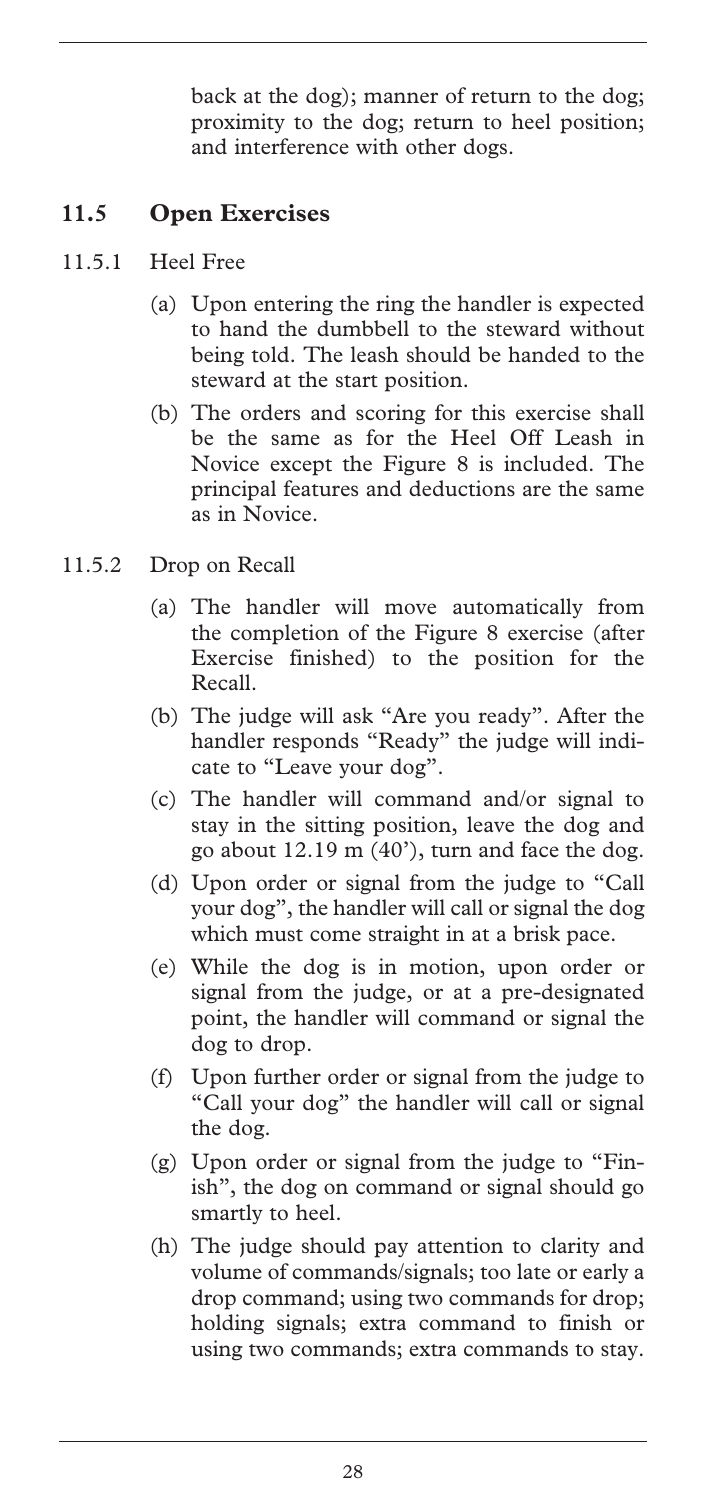back at the dog); manner of return to the dog; proximity to the dog; return to heel position; and interference with other dogs.

## 11.5 Open Exercises

11.5.1 Heel Free

(a) Upon entering the ring the handler is expected to hand the dumbbell to the steward without being told. The leash should be handed to the steward at the start position.

(b) The orders and scoring for this exercise shall be the same as for the Heel Off Leash in Novice except the Figure 8 is included. The principal features and deductions are the same as in Novice.

11.5.2 Drop on Recall

(a) The handler will move automatically from the completion of the Figure 8 exercise (after Exercise finished) to the position for the Recall.

(b) The judge will ask "Are you ready". After the handler responds "Ready" the judge will indicate to "Leave your dog".

(c) The handler will command and/or signal to stay in the sitting position, leave the dog and go about 12.19 m (40'), turn and face the dog.

(d) Upon order or signal from the judge to "Call your dog", the handler will call or signal the dog which must come straight in at a brisk pace.

(e) While the dog is in motion, upon order or signal from the judge, or at a pre-designated point, the handler will command or signal the dog to drop.

(f) Upon further order or signal from the judge to "Call your dog" the handler will call or signal the dog.

(g) Upon order or signal from the judge to "Finish", the dog on command or signal should go smartly to heel.

(h) The judge should pay attention to clarity and volume of commands/signals; too late or early a drop command; using two commands for drop; holding signals; extra command to finish or using two commands; extra commands to stay.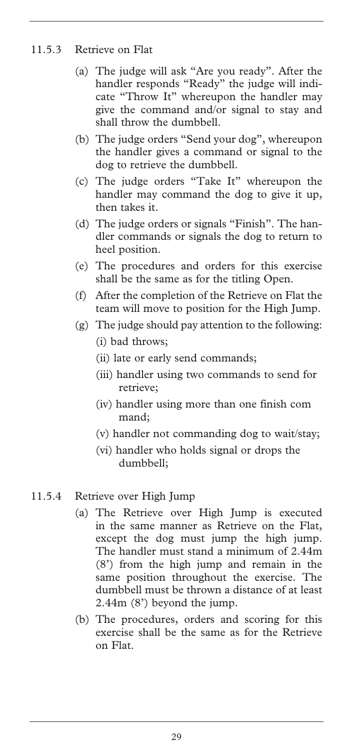### 11.5.3 Retrieve on Flat

(a) The judge will ask "Are you ready". After the handler responds "Ready" the judge will indicate "Throw It" whereupon the handler may give the command and/or signal to stay and shall throw the dumbbell.

(b) The judge orders "Send your dog", whereupon the handler gives a command or signal to the dog to retrieve the dumbbell.

(c) The judge orders "Take It" whereupon the handler may command the dog to give it up, then takes it.

(d) The judge orders or signals "Finish". The handler commands or signals the dog to return to heel position.

(e) The procedures and orders for this exercise shall be the same as for the titling Open.

(f) After the completion of the Retrieve on Flat the team will move to position for the High Jump.

(g) The judge should pay attention to the following:

  (i) bad throws;

  (ii) late or early send commands;

  (iii) handler using two commands to send for retrieve;

  (iv) handler using more than one finish command;

  (v) handler not commanding dog to wait/stay;

  (vi) handler who holds signal or drops the dumbbell;

### 11.5.4 Retrieve over High Jump

(a) The Retrieve over High Jump is executed in the same manner as Retrieve on the Flat, except the dog must jump the high jump. The handler must stand a minimum of 2.44m (8') from the high jump and remain in the same position throughout the exercise. The dumbbell must be thrown a distance of at least 2.44m (8') beyond the jump.

(b) The procedures, orders and scoring for this exercise shall be the same as for the Retrieve on Flat.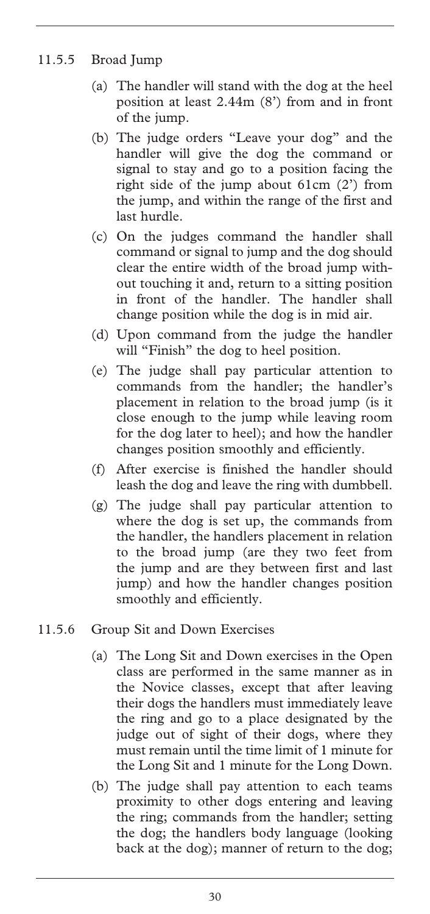### 11.5.5 Broad Jump

(a) The handler will stand with the dog at the heel position at least 2.44m (8') from and in front of the jump.

(b) The judge orders "Leave your dog" and the handler will give the dog the command or signal to stay and go to a position facing the right side of the jump about 61cm (2') from the jump, and within the range of the first and last hurdle.

(c) On the judges command the handler shall command or signal to jump and the dog should clear the entire width of the broad jump without touching it and, return to a sitting position in front of the handler. The handler shall change position while the dog is in mid air.

(d) Upon command from the judge the handler will "Finish" the dog to heel position.

(e) The judge shall pay particular attention to commands from the handler; the handler's placement in relation to the broad jump (is it close enough to the jump while leaving room for the dog later to heel); and how the handler changes position smoothly and efficiently.

(f) After exercise is finished the handler should leash the dog and leave the ring with dumbbell.

(g) The judge shall pay particular attention to where the dog is set up, the commands from the handler, the handlers placement in relation to the broad jump (are they two feet from the jump and are they between first and last jump) and how the handler changes position smoothly and efficiently.

### 11.5.6 Group Sit and Down Exercises

(a) The Long Sit and Down exercises in the Open class are performed in the same manner as in the Novice classes, except that after leaving their dogs the handlers must immediately leave the ring and go to a place designated by the judge out of sight of their dogs, where they must remain until the time limit of 1 minute for the Long Sit and 1 minute for the Long Down.

(b) The judge shall pay attention to each teams proximity to other dogs entering and leaving the ring; commands from the handler; setting the dog; the handlers body language (looking back at the dog); manner of return to the dog;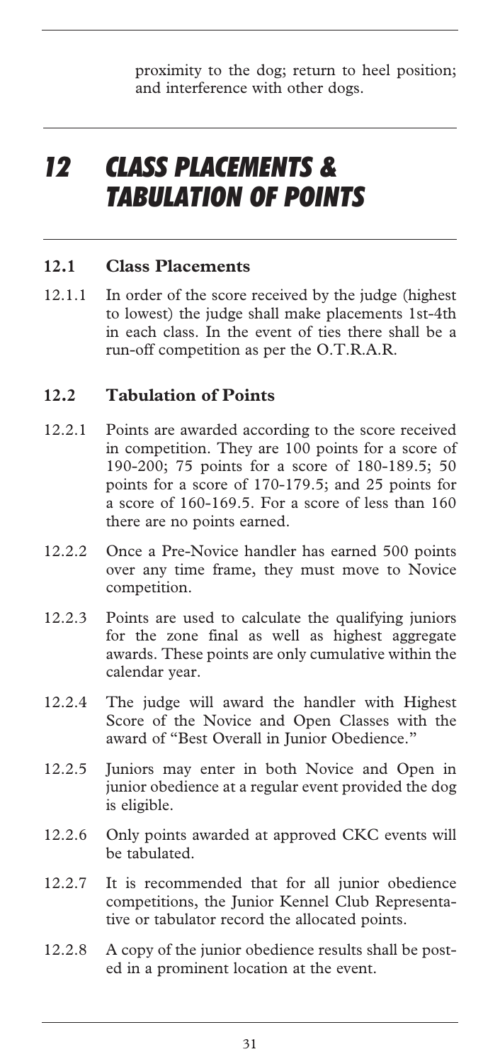proximity to the dog; return to heel position; and interference with other dogs.

# 12 CLASS PLACEMENTS & TABULATION OF POINTS

## 12.1 Class Placements

12.1.1 In order of the score received by the judge (highest to lowest) the judge shall make placements 1st-4th in each class. In the event of ties there shall be a run-off competition as per the O.T.R.A.R.

## 12.2 Tabulation of Points

12.2.1 Points are awarded according to the score received in competition. They are 100 points for a score of 190-200; 75 points for a score of 180-189.5; 50 points for a score of 170-179.5; and 25 points for a score of 160-169.5. For a score of less than 160 there are no points earned.

12.2.2 Once a Pre-Novice handler has earned 500 points over any time frame, they must move to Novice competition.

12.2.3 Points are used to calculate the qualifying juniors for the zone final as well as highest aggregate awards. These points are only cumulative within the calendar year.

12.2.4 The judge will award the handler with Highest Score of the Novice and Open Classes with the award of "Best Overall in Junior Obedience."

12.2.5 Juniors may enter in both Novice and Open in junior obedience at a regular event provided the dog is eligible.

12.2.6 Only points awarded at approved CKC events will be tabulated.

12.2.7 It is recommended that for all junior obedience competitions, the Junior Kennel Club Representative or tabulator record the allocated points.

12.2.8 A copy of the junior obedience results shall be posted in a prominent location at the event.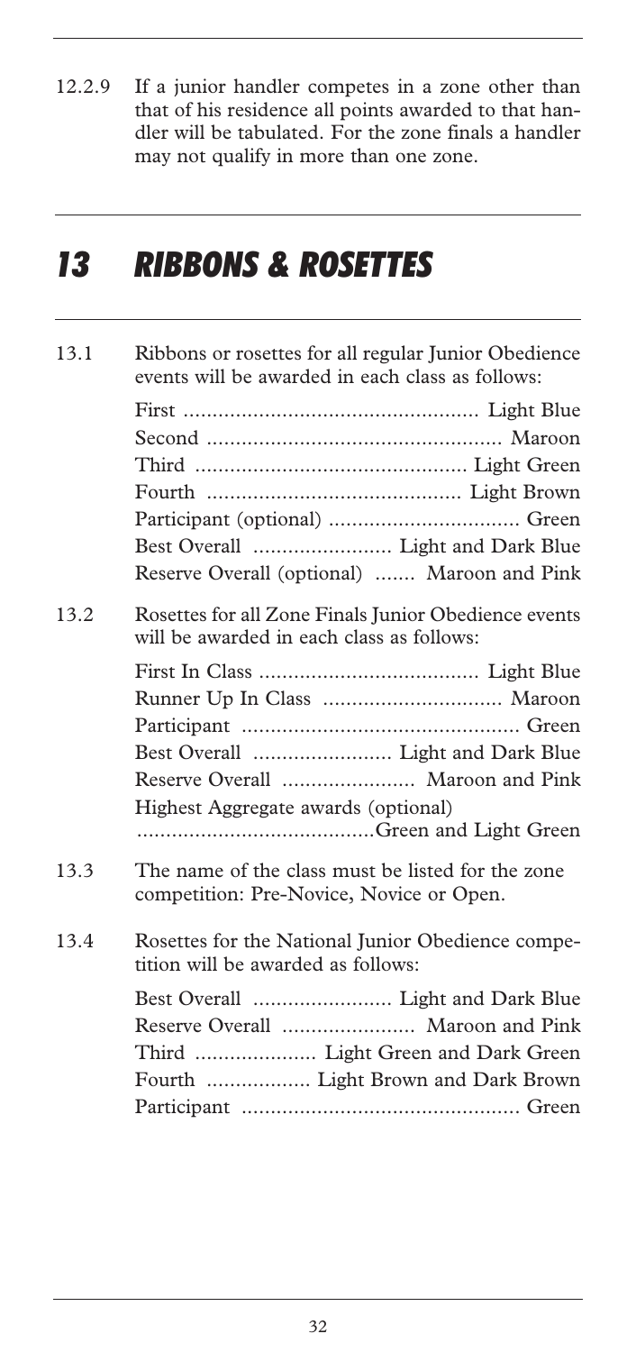12.2.9 If a junior handler competes in a zone other than that of his residence all points awarded to that handler will be tabulated. For the zone finals a handler may not qualify in more than one zone.

# *13 RIBBONS & ROSETTES*

13.1 Ribbons or rosettes for all regular Junior Obedience events will be awarded in each class as follows:

| | |
|---|---|
| First | Light Blue |
| Second | Maroon |
| Third | Light Green |
| Fourth | Light Brown |
| Participant (optional) | Green |
| Best Overall | Light and Dark Blue |
| Reserve Overall (optional) | Maroon and Pink |

13.2 Rosettes for all Zone Finals Junior Obedience events will be awarded in each class as follows:

| | |
|---|---|
| First In Class | Light Blue |
| Runner Up In Class | Maroon |
| Participant | Green |
| Best Overall | Light and Dark Blue |
| Reserve Overall | Maroon and Pink |
| Highest Aggregate awards (optional) | Green and Light Green |

13.3 The name of the class must be listed for the zone competition: Pre-Novice, Novice or Open.

13.4 Rosettes for the National Junior Obedience competition will be awarded as follows:

| | |
|---|---|
| Best Overall | Light and Dark Blue |
| Reserve Overall | Maroon and Pink |
| Third | Light Green and Dark Green |
| Fourth | Light Brown and Dark Brown |
| Participant | Green |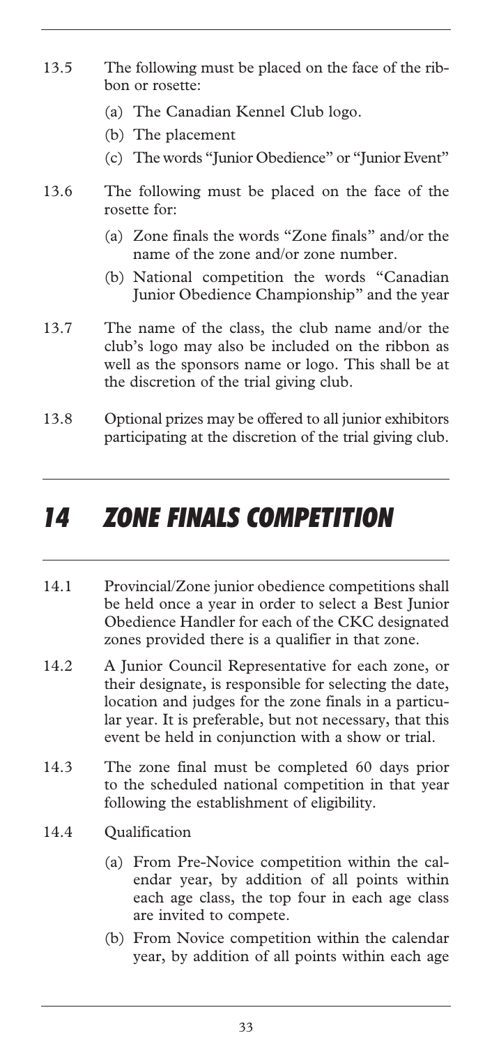13.5 The following must be placed on the face of the ribbon or rosette:

(a) The Canadian Kennel Club logo.

(b) The placement

(c) The words "Junior Obedience" or "Junior Event"

13.6 The following must be placed on the face of the rosette for:

(a) Zone finals the words "Zone finals" and/or the name of the zone and/or zone number.

(b) National competition the words "Canadian Junior Obedience Championship" and the year

13.7 The name of the class, the club name and/or the club's logo may also be included on the ribbon as well as the sponsors name or logo. This shall be at the discretion of the trial giving club.

13.8 Optional prizes may be offered to all junior exhibitors participating at the discretion of the trial giving club.

# *14 ZONE FINALS COMPETITION*

14.1 Provincial/Zone junior obedience competitions shall be held once a year in order to select a Best Junior Obedience Handler for each of the CKC designated zones provided there is a qualifier in that zone.

14.2 A Junior Council Representative for each zone, or their designate, is responsible for selecting the date, location and judges for the zone finals in a particular year. It is preferable, but not necessary, that this event be held in conjunction with a show or trial.

14.3 The zone final must be completed 60 days prior to the scheduled national competition in that year following the establishment of eligibility.

14.4 Qualification

(a) From Pre-Novice competition within the calendar year, by addition of all points within each age class, the top four in each age class are invited to compete.

(b) From Novice competition within the calendar year, by addition of all points within each age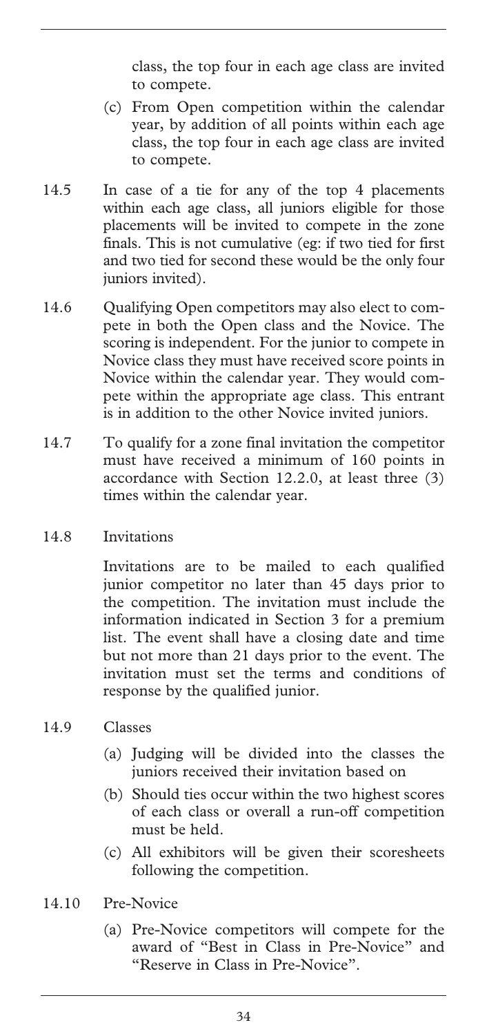class, the top four in each age class are invited to compete.

(c) From Open competition within the calendar year, by addition of all points within each age class, the top four in each age class are invited to compete.

14.5 In case of a tie for any of the top 4 placements within each age class, all juniors eligible for those placements will be invited to compete in the zone finals. This is not cumulative (eg: if two tied for first and two tied for second these would be the only four juniors invited).

14.6 Qualifying Open competitors may also elect to compete in both the Open class and the Novice. The scoring is independent. For the junior to compete in Novice class they must have received score points in Novice within the calendar year. They would compete within the appropriate age class. This entrant is in addition to the other Novice invited juniors.

14.7 To qualify for a zone final invitation the competitor must have received a minimum of 160 points in accordance with Section 12.2.0, at least three (3) times within the calendar year.

14.8 Invitations

Invitations are to be mailed to each qualified junior competitor no later than 45 days prior to the competition. The invitation must include the information indicated in Section 3 for a premium list. The event shall have a closing date and time but not more than 21 days prior to the event. The invitation must set the terms and conditions of response by the qualified junior.

14.9 Classes

(a) Judging will be divided into the classes the juniors received their invitation based on

(b) Should ties occur within the two highest scores of each class or overall a run-off competition must be held.

(c) All exhibitors will be given their scoresheets following the competition.

14.10 Pre-Novice

(a) Pre-Novice competitors will compete for the award of "Best in Class in Pre-Novice" and "Reserve in Class in Pre-Novice".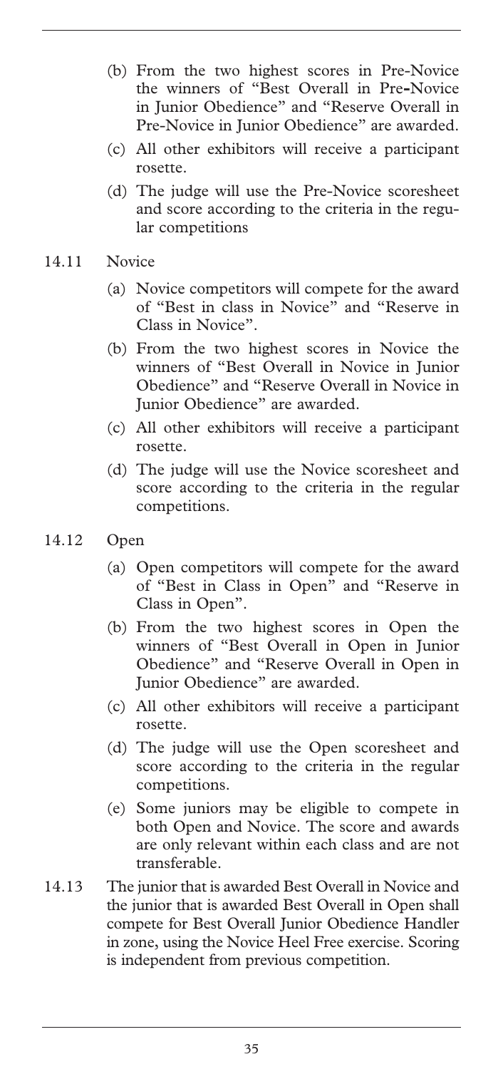(b) From the two highest scores in Pre-Novice the winners of "Best Overall in Pre-Novice in Junior Obedience" and "Reserve Overall in Pre-Novice in Junior Obedience" are awarded.

(c) All other exhibitors will receive a participant rosette.

(d) The judge will use the Pre-Novice scoresheet and score according to the criteria in the regular competitions

14.11 Novice

(a) Novice competitors will compete for the award of "Best in class in Novice" and "Reserve in Class in Novice".

(b) From the two highest scores in Novice the winners of "Best Overall in Novice in Junior Obedience" and "Reserve Overall in Novice in Junior Obedience" are awarded.

(c) All other exhibitors will receive a participant rosette.

(d) The judge will use the Novice scoresheet and score according to the criteria in the regular competitions.

14.12 Open

(a) Open competitors will compete for the award of "Best in Class in Open" and "Reserve in Class in Open".

(b) From the two highest scores in Open the winners of "Best Overall in Open in Junior Obedience" and "Reserve Overall in Open in Junior Obedience" are awarded.

(c) All other exhibitors will receive a participant rosette.

(d) The judge will use the Open scoresheet and score according to the criteria in the regular competitions.

(e) Some juniors may be eligible to compete in both Open and Novice. The score and awards are only relevant within each class and are not transferable.

14.13 The junior that is awarded Best Overall in Novice and the junior that is awarded Best Overall in Open shall compete for Best Overall Junior Obedience Handler in zone, using the Novice Heel Free exercise. Scoring is independent from previous competition.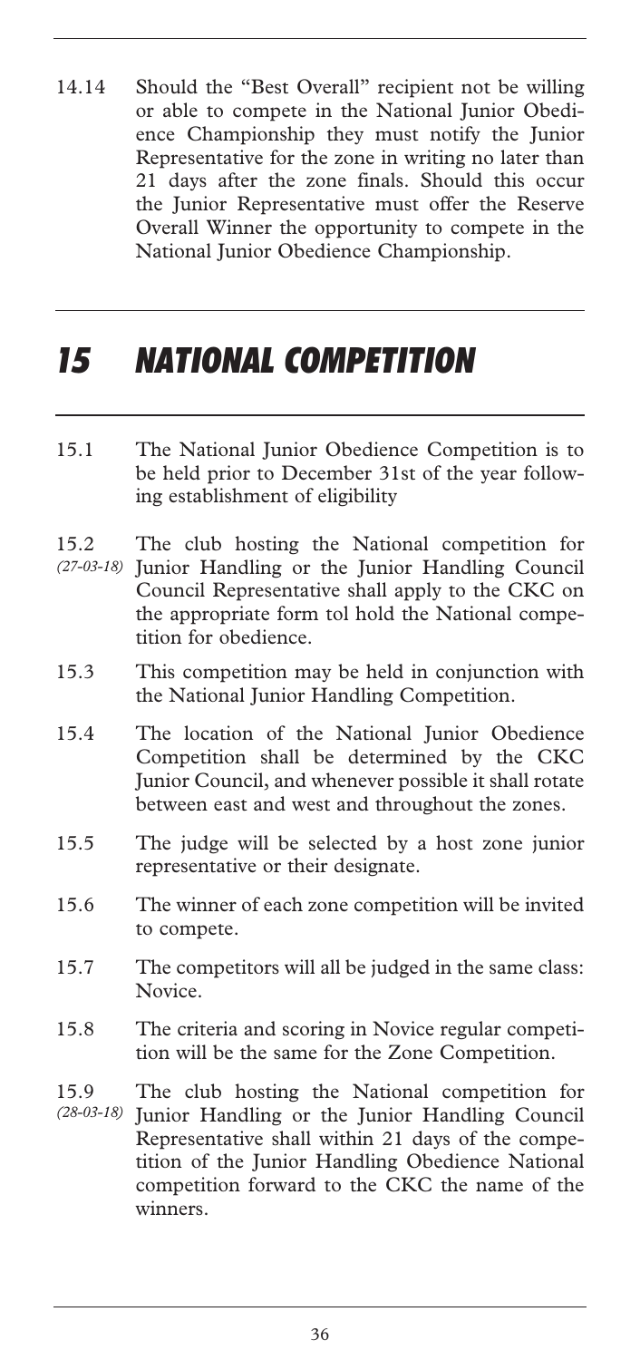14.14 Should the "Best Overall" recipient not be willing or able to compete in the National Junior Obedience Championship they must notify the Junior Representative for the zone in writing no later than 21 days after the zone finals. Should this occur the Junior Representative must offer the Reserve Overall Winner the opportunity to compete in the National Junior Obedience Championship.

## *15 NATIONAL COMPETITION*

15.1 The National Junior Obedience Competition is to be held prior to December 31st of the year following establishment of eligibility

15.2 *(27-03-18)* The club hosting the National competition for Junior Handling or the Junior Handling Council Council Representative shall apply to the CKC on the appropriate form tol hold the National competition for obedience.

15.3 This competition may be held in conjunction with the National Junior Handling Competition.

15.4 The location of the National Junior Obedience Competition shall be determined by the CKC Junior Council, and whenever possible it shall rotate between east and west and throughout the zones.

15.5 The judge will be selected by a host zone junior representative or their designate.

15.6 The winner of each zone competition will be invited to compete.

15.7 The competitors will all be judged in the same class: Novice.

15.8 The criteria and scoring in Novice regular competition will be the same for the Zone Competition.

15.9 *(28-03-18)* The club hosting the National competition for Junior Handling or the Junior Handling Council Representative shall within 21 days of the competition of the Junior Handling Obedience National competition forward to the CKC the name of the winners.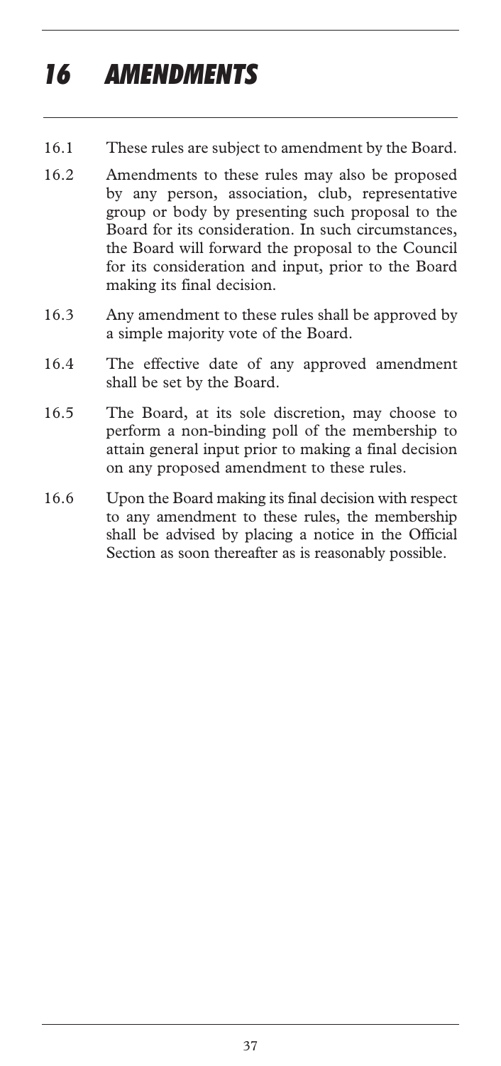# 16 AMENDMENTS

16.1 These rules are subject to amendment by the Board.

16.2 Amendments to these rules may also be proposed by any person, association, club, representative group or body by presenting such proposal to the Board for its consideration. In such circumstances, the Board will forward the proposal to the Council for its consideration and input, prior to the Board making its final decision.

16.3 Any amendment to these rules shall be approved by a simple majority vote of the Board.

16.4 The effective date of any approved amendment shall be set by the Board.

16.5 The Board, at its sole discretion, may choose to perform a non-binding poll of the membership to attain general input prior to making a final decision on any proposed amendment to these rules.

16.6 Upon the Board making its final decision with respect to any amendment to these rules, the membership shall be advised by placing a notice in the Official Section as soon thereafter as is reasonably possible.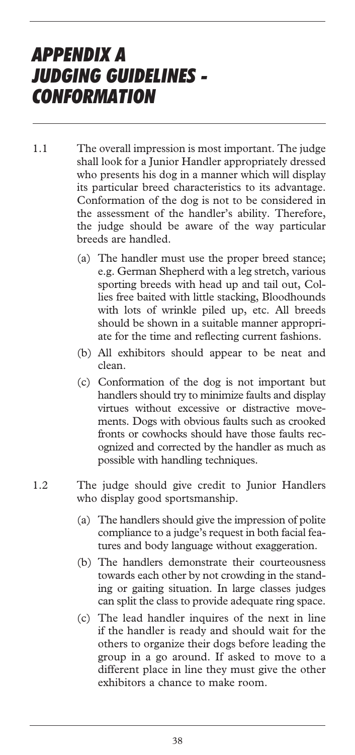# APPENDIX A JUDGING GUIDELINES - CONFORMATION

1.1 The overall impression is most important. The judge shall look for a Junior Handler appropriately dressed who presents his dog in a manner which will display its particular breed characteristics to its advantage. Conformation of the dog is not to be considered in the assessment of the handler's ability. Therefore, the judge should be aware of the way particular breeds are handled.

   (a) The handler must use the proper breed stance; e.g. German Shepherd with a leg stretch, various sporting breeds with head up and tail out, Collies free baited with little stacking, Bloodhounds with lots of wrinkle piled up, etc. All breeds should be shown in a suitable manner appropriate for the time and reflecting current fashions.

   (b) All exhibitors should appear to be neat and clean.

   (c) Conformation of the dog is not important but handlers should try to minimize faults and display virtues without excessive or distractive movements. Dogs with obvious faults such as crooked fronts or cowhocks should have those faults recognized and corrected by the handler as much as possible with handling techniques.

1.2 The judge should give credit to Junior Handlers who display good sportsmanship.

   (a) The handlers should give the impression of polite compliance to a judge's request in both facial features and body language without exaggeration.

   (b) The handlers demonstrate their courteousness towards each other by not crowding in the standing or gaiting situation. In large classes judges can split the class to provide adequate ring space.

   (c) The lead handler inquires of the next in line if the handler is ready and should wait for the others to organize their dogs before leading the group in a go around. If asked to move to a different place in line they must give the other exhibitors a chance to make room.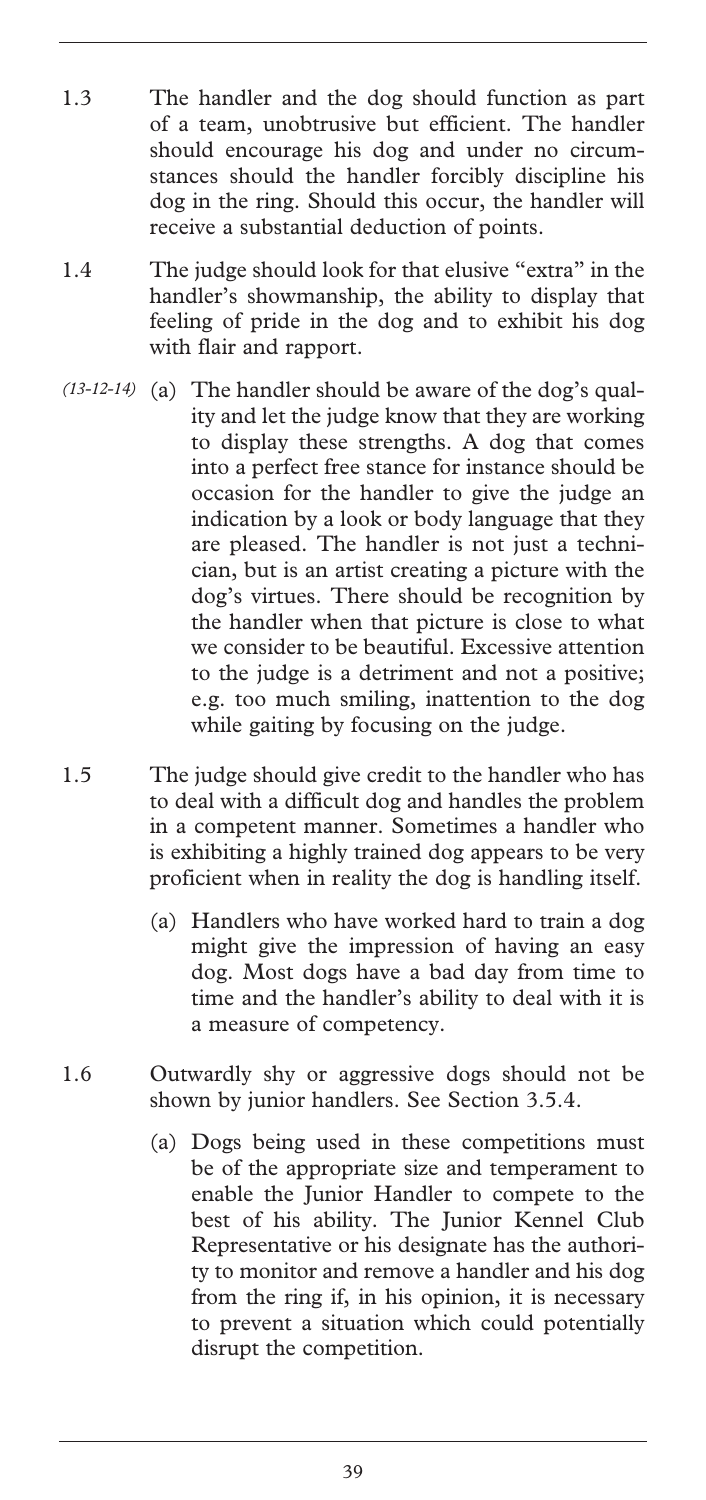1.3 The handler and the dog should function as part of a team, unobtrusive but efficient. The handler should encourage his dog and under no circumstances should the handler forcibly discipline his dog in the ring. Should this occur, the handler will receive a substantial deduction of points.

1.4 The judge should look for that elusive "extra" in the handler's showmanship, the ability to display that feeling of pride in the dog and to exhibit his dog with flair and rapport.

*(13-12-14)* (a) The handler should be aware of the dog's quality and let the judge know that they are working to display these strengths. A dog that comes into a perfect free stance for instance should be occasion for the handler to give the judge an indication by a look or body language that they are pleased. The handler is not just a technician, but is an artist creating a picture with the dog's virtues. There should be recognition by the handler when that picture is close to what we consider to be beautiful. Excessive attention to the judge is a detriment and not a positive; e.g. too much smiling, inattention to the dog while gaiting by focusing on the judge.

1.5 The judge should give credit to the handler who has to deal with a difficult dog and handles the problem in a competent manner. Sometimes a handler who is exhibiting a highly trained dog appears to be very proficient when in reality the dog is handling itself.

(a) Handlers who have worked hard to train a dog might give the impression of having an easy dog. Most dogs have a bad day from time to time and the handler's ability to deal with it is a measure of competency.

1.6 Outwardly shy or aggressive dogs should not be shown by junior handlers. See Section 3.5.4.

(a) Dogs being used in these competitions must be of the appropriate size and temperament to enable the Junior Handler to compete to the best of his ability. The Junior Kennel Club Representative or his designate has the authority to monitor and remove a handler and his dog from the ring if, in his opinion, it is necessary to prevent a situation which could potentially disrupt the competition.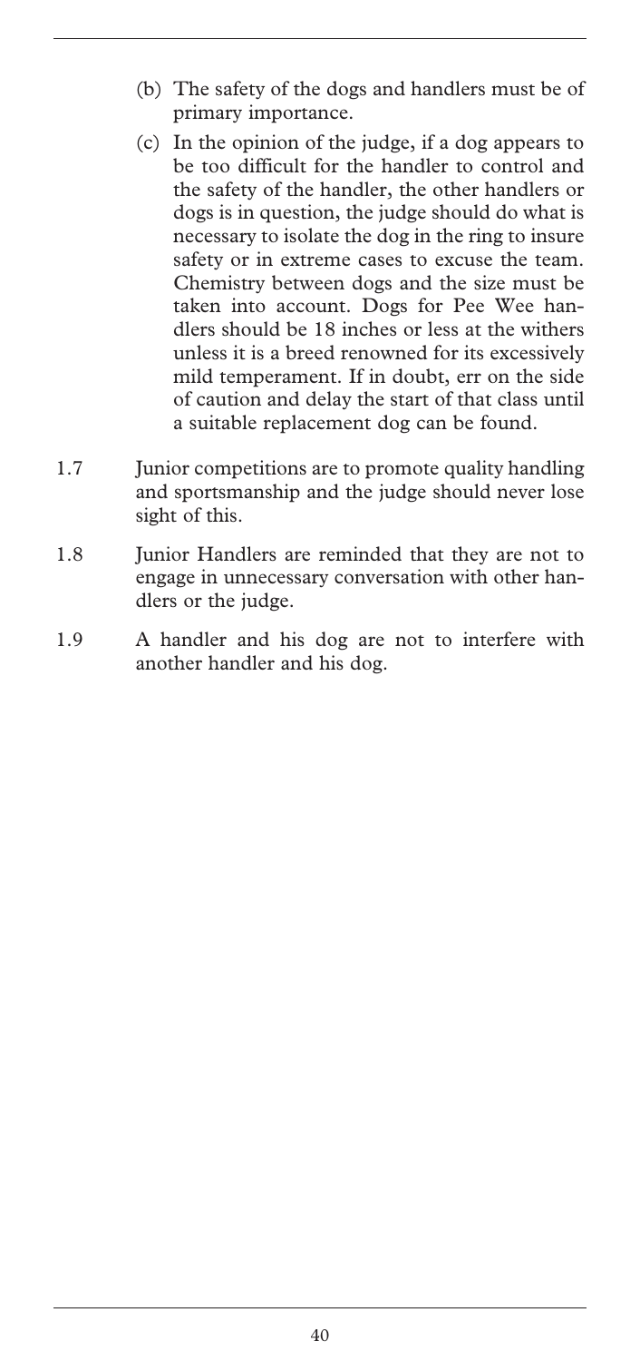(b) The safety of the dogs and handlers must be of primary importance.

(c) In the opinion of the judge, if a dog appears to be too difficult for the handler to control and the safety of the handler, the other handlers or dogs is in question, the judge should do what is necessary to isolate the dog in the ring to insure safety or in extreme cases to excuse the team. Chemistry between dogs and the size must be taken into account. Dogs for Pee Wee handlers should be 18 inches or less at the withers unless it is a breed renowned for its excessively mild temperament. If in doubt, err on the side of caution and delay the start of that class until a suitable replacement dog can be found.

1.7 Junior competitions are to promote quality handling and sportsmanship and the judge should never lose sight of this.

1.8 Junior Handlers are reminded that they are not to engage in unnecessary conversation with other handlers or the judge.

1.9 A handler and his dog are not to interfere with another handler and his dog.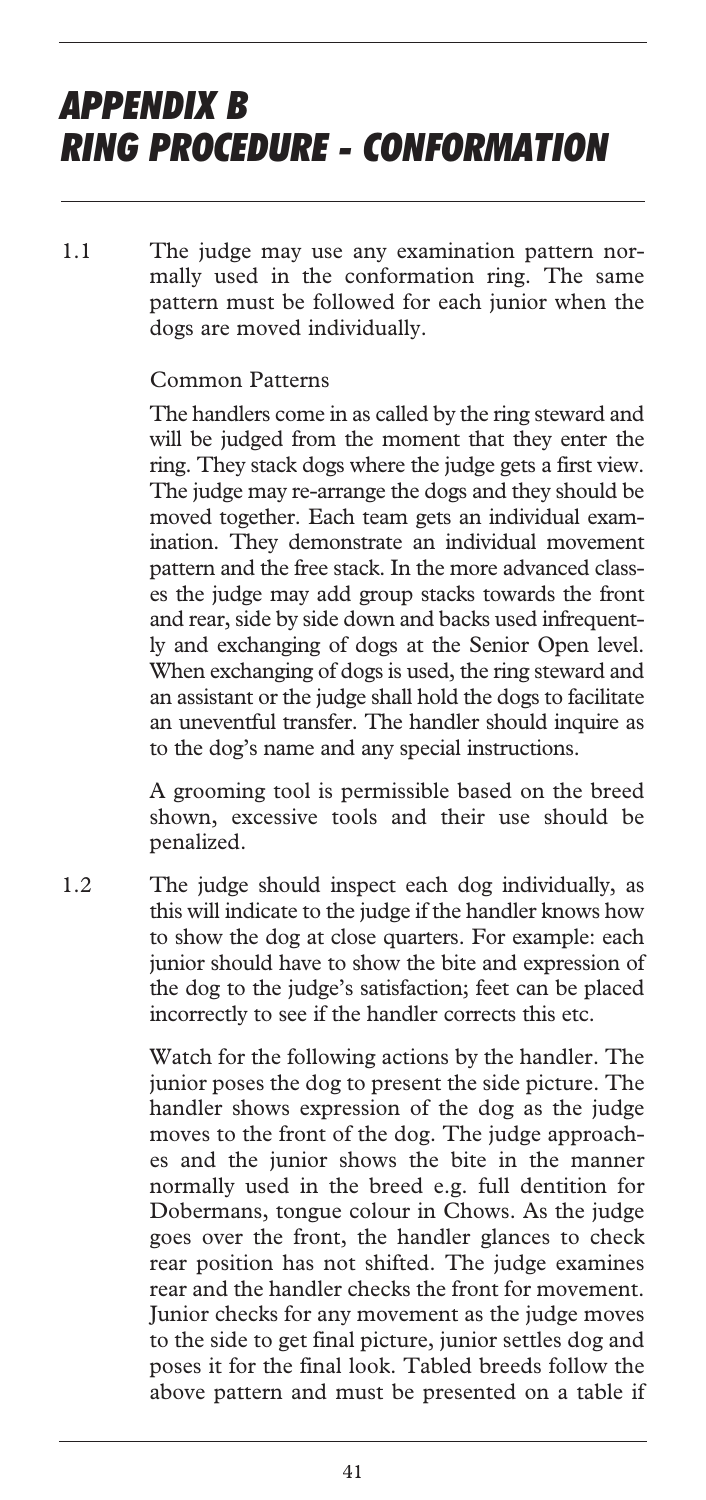# APPENDIX B
# RING PROCEDURE - CONFORMATION

1.1 The judge may use any examination pattern normally used in the conformation ring. The same pattern must be followed for each junior when the dogs are moved individually.

Common Patterns

The handlers come in as called by the ring steward and will be judged from the moment that they enter the ring. They stack dogs where the judge gets a first view. The judge may re-arrange the dogs and they should be moved together. Each team gets an individual examination. They demonstrate an individual movement pattern and the free stack. In the more advanced classes the judge may add group stacks towards the front and rear, side by side down and backs used infrequently and exchanging of dogs at the Senior Open level. When exchanging of dogs is used, the ring steward and an assistant or the judge shall hold the dogs to facilitate an uneventful transfer. The handler should inquire as to the dog's name and any special instructions.

A grooming tool is permissible based on the breed shown, excessive tools and their use should be penalized.

1.2 The judge should inspect each dog individually, as this will indicate to the judge if the handler knows how to show the dog at close quarters. For example: each junior should have to show the bite and expression of the dog to the judge's satisfaction; feet can be placed incorrectly to see if the handler corrects this etc.

Watch for the following actions by the handler. The junior poses the dog to present the side picture. The handler shows expression of the dog as the judge moves to the front of the dog. The judge approaches and the junior shows the bite in the manner normally used in the breed e.g. full dentition for Dobermans, tongue colour in Chows. As the judge goes over the front, the handler glances to check rear position has not shifted. The judge examines rear and the handler checks the front for movement. Junior checks for any movement as the judge moves to the side to get final picture, junior settles dog and poses it for the final look. Tabled breeds follow the above pattern and must be presented on a table if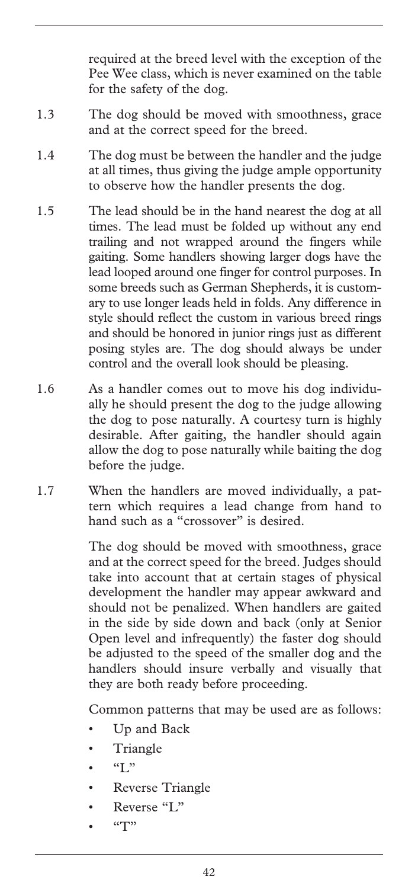required at the breed level with the exception of the Pee Wee class, which is never examined on the table for the safety of the dog.

1.3 The dog should be moved with smoothness, grace and at the correct speed for the breed.

1.4 The dog must be between the handler and the judge at all times, thus giving the judge ample opportunity to observe how the handler presents the dog.

1.5 The lead should be in the hand nearest the dog at all times. The lead must be folded up without any end trailing and not wrapped around the fingers while gaiting. Some handlers showing larger dogs have the lead looped around one finger for control purposes. In some breeds such as German Shepherds, it is customary to use longer leads held in folds. Any difference in style should reflect the custom in various breed rings and should be honored in junior rings just as different posing styles are. The dog should always be under control and the overall look should be pleasing.

1.6 As a handler comes out to move his dog individually he should present the dog to the judge allowing the dog to pose naturally. A courtesy turn is highly desirable. After gaiting, the handler should again allow the dog to pose naturally while baiting the dog before the judge.

1.7 When the handlers are moved individually, a pattern which requires a lead change from hand to hand such as a "crossover" is desired.

The dog should be moved with smoothness, grace and at the correct speed for the breed. Judges should take into account that at certain stages of physical development the handler may appear awkward and should not be penalized. When handlers are gaited in the side by side down and back (only at Senior Open level and infrequently) the faster dog should be adjusted to the speed of the smaller dog and the handlers should insure verbally and visually that they are both ready before proceeding.

Common patterns that may be used are as follows:

- Up and Back
- Triangle
- "L"
- Reverse Triangle
- Reverse "L"
- "T"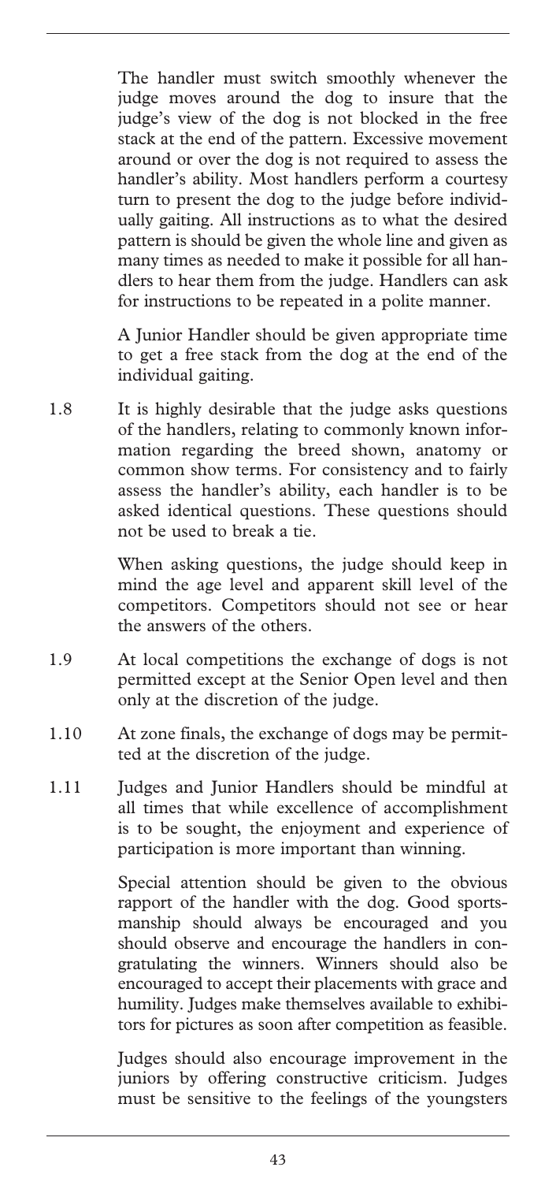The handler must switch smoothly whenever the judge moves around the dog to insure that the judge's view of the dog is not blocked in the free stack at the end of the pattern. Excessive movement around or over the dog is not required to assess the handler's ability. Most handlers perform a courtesy turn to present the dog to the judge before individually gaiting. All instructions as to what the desired pattern is should be given the whole line and given as many times as needed to make it possible for all handlers to hear them from the judge. Handlers can ask for instructions to be repeated in a polite manner.

A Junior Handler should be given appropriate time to get a free stack from the dog at the end of the individual gaiting.

1.8 It is highly desirable that the judge asks questions of the handlers, relating to commonly known information regarding the breed shown, anatomy or common show terms. For consistency and to fairly assess the handler's ability, each handler is to be asked identical questions. These questions should not be used to break a tie.

When asking questions, the judge should keep in mind the age level and apparent skill level of the competitors. Competitors should not see or hear the answers of the others.

1.9 At local competitions the exchange of dogs is not permitted except at the Senior Open level and then only at the discretion of the judge.

1.10 At zone finals, the exchange of dogs may be permitted at the discretion of the judge.

1.11 Judges and Junior Handlers should be mindful at all times that while excellence of accomplishment is to be sought, the enjoyment and experience of participation is more important than winning.

Special attention should be given to the obvious rapport of the handler with the dog. Good sportsmanship should always be encouraged and you should observe and encourage the handlers in congratulating the winners. Winners should also be encouraged to accept their placements with grace and humility. Judges make themselves available to exhibitors for pictures as soon after competition as feasible.

Judges should also encourage improvement in the juniors by offering constructive criticism. Judges must be sensitive to the feelings of the youngsters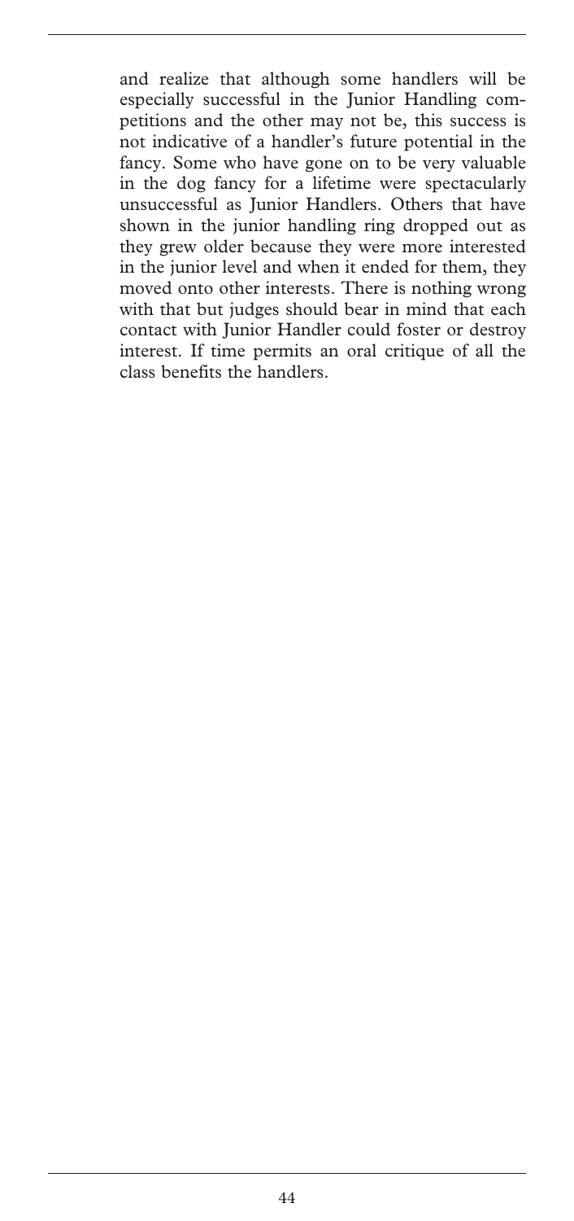and realize that although some handlers will be especially successful in the Junior Handling competitions and the other may not be, this success is not indicative of a handler's future potential in the fancy. Some who have gone on to be very valuable in the dog fancy for a lifetime were spectacularly unsuccessful as Junior Handlers. Others that have shown in the junior handling ring dropped out as they grew older because they were more interested in the junior level and when it ended for them, they moved onto other interests. There is nothing wrong with that but judges should bear in mind that each contact with Junior Handler could foster or destroy interest. If time permits an oral critique of all the class benefits the handlers.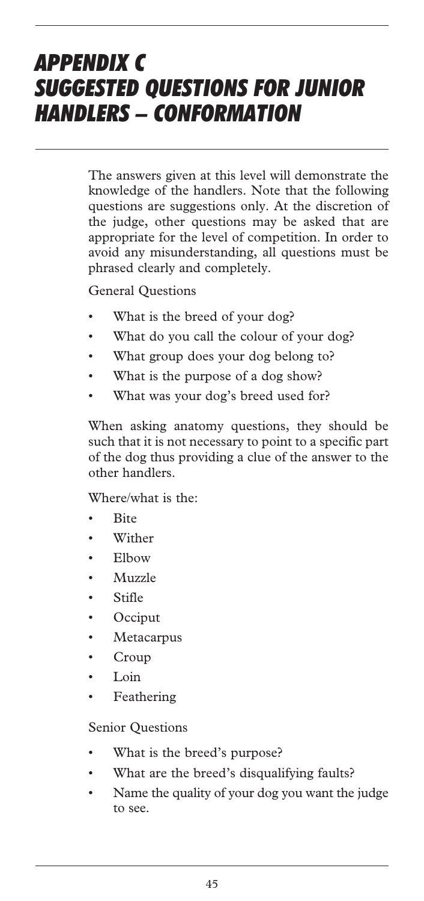# APPENDIX C SUGGESTED QUESTIONS FOR JUNIOR HANDLERS – CONFORMATION

The answers given at this level will demonstrate the knowledge of the handlers. Note that the following questions are suggestions only. At the discretion of the judge, other questions may be asked that are appropriate for the level of competition. In order to avoid any misunderstanding, all questions must be phrased clearly and completely.

General Questions

- What is the breed of your dog?
- What do you call the colour of your dog?
- What group does your dog belong to?
- What is the purpose of a dog show?
- What was your dog's breed used for?

When asking anatomy questions, they should be such that it is not necessary to point to a specific part of the dog thus providing a clue of the answer to the other handlers.

Where/what is the:

- Bite
- Wither
- Elbow
- Muzzle
- Stifle
- Occiput
- Metacarpus
- Croup
- Loin
- Feathering

Senior Questions

- What is the breed's purpose?
- What are the breed's disqualifying faults?
- Name the quality of your dog you want the judge to see.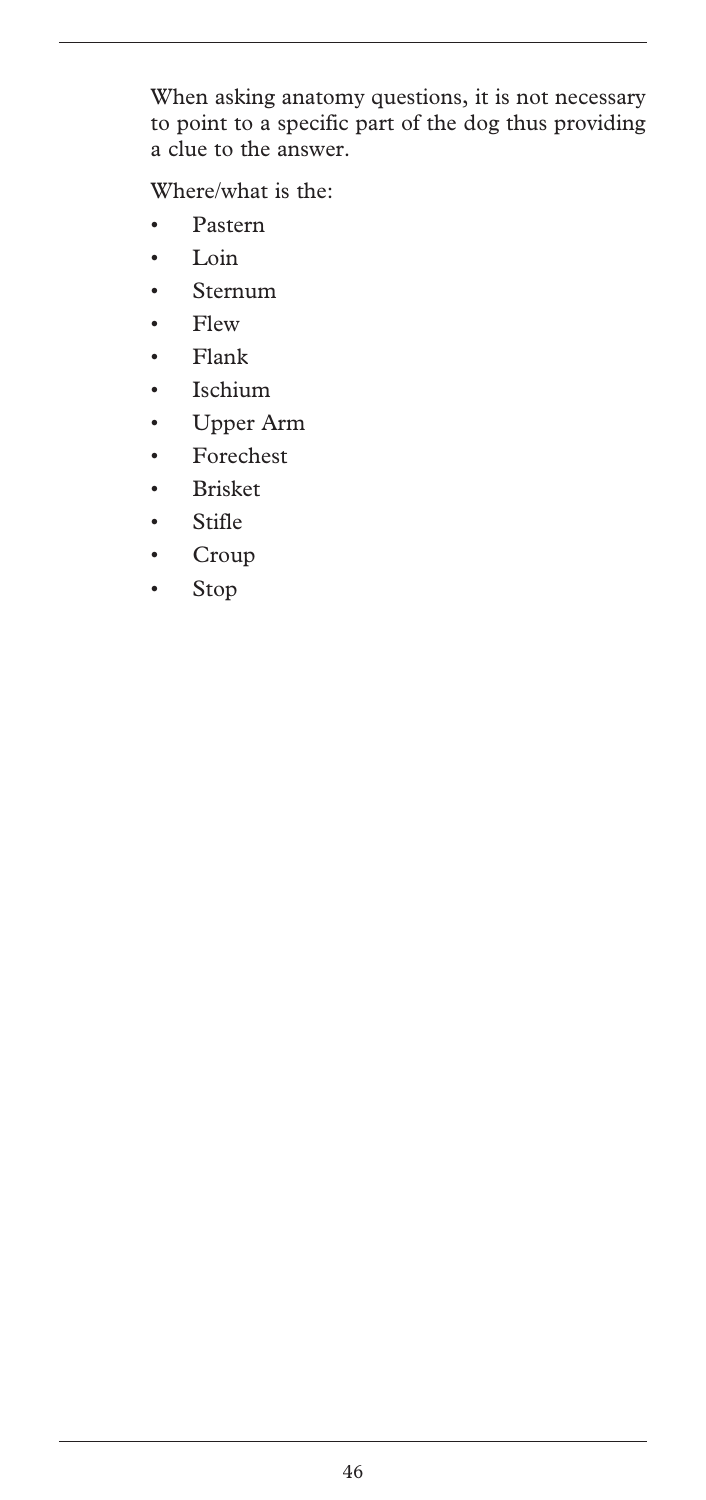When asking anatomy questions, it is not necessary to point to a specific part of the dog thus providing a clue to the answer.

Where/what is the:

- Pastern
- Loin
- Sternum
- Flew
- Flank
- Ischium
- Upper Arm
- Forechest
- Brisket
- Stifle
- Croup
- Stop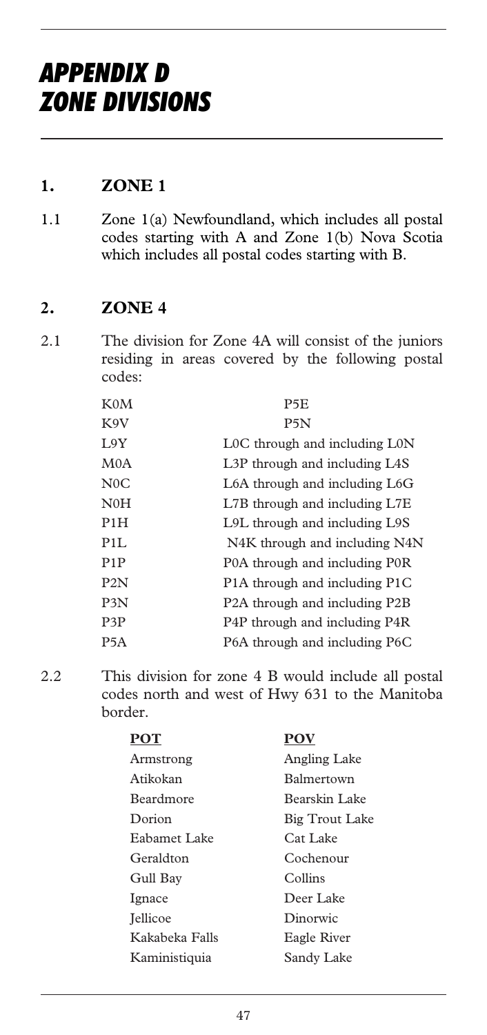# APPENDIX D
# ZONE DIVISIONS

## 1. ZONE 1

1.1 Zone 1(a) Newfoundland, which includes all postal codes starting with A and Zone 1(b) Nova Scotia which includes all postal codes starting with B.

## 2. ZONE 4

2.1 The division for Zone 4A will consist of the juniors residing in areas covered by the following postal codes:

| | |
|---|---|
| K0M | P5E |
| K9V | P5N |
| L9Y | L0C through and including L0N |
| M0A | L3P through and including L4S |
| N0C | L6A through and including L6G |
| N0H | L7B through and including L7E |
| P1H | L9L through and including L9S |
| P1L | N4K through and including N4N |
| P1P | P0A through and including P0R |
| P2N | P1A through and including P1C |
| P3N | P2A through and including P2B |
| P3P | P4P through and including P4R |
| P5A | P6A through and including P6C |

2.2 This division for zone 4 B would include all postal codes north and west of Hwy 631 to the Manitoba border.

| **POT** | **POV** |
|---|---|
| Armstrong | Angling Lake |
| Atikokan | Balmertown |
| Beardmore | Bearskin Lake |
| Dorion | Big Trout Lake |
| Eabamet Lake | Cat Lake |
| Geraldton | Cochenour |
| Gull Bay | Collins |
| Ignace | Deer Lake |
| Jellicoe | Dinorwic |
| Kakabeka Falls | Eagle River |
| Kaministiquia | Sandy Lake |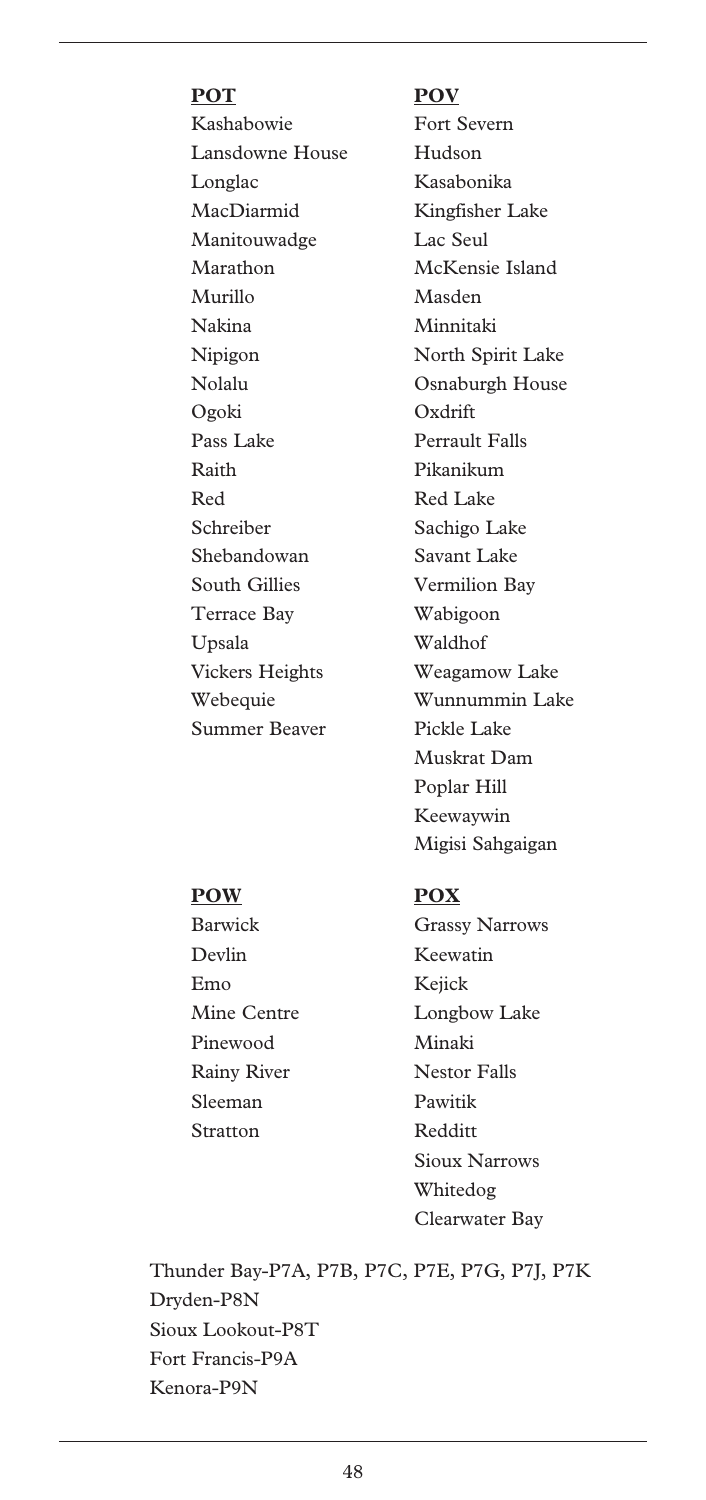**POT**

Kashabowie
Lansdowne House
Longlac
MacDiarmid
Manitouwadge
Marathon
Murillo
Nakina
Nipigon
Nolalu
Ogoki
Pass Lake
Raith
Red
Schreiber
Shebandowan
South Gillies
Terrace Bay
Upsala
Vickers Heights
Webequie
Summer Beaver

**POV**

Fort Severn
Hudson
Kasabonika
Kingfisher Lake
Lac Seul
McKensie Island
Masden
Minnitaki
North Spirit Lake
Osnaburgh House
Oxdrift
Perrault Falls
Pikanikum
Red Lake
Sachigo Lake
Savant Lake
Vermilion Bay
Wabigoon
Waldhof
Weagamow Lake
Wunnummin Lake
Pickle Lake
Muskrat Dam
Poplar Hill
Keewaywin
Migisi Sahgaigan

**POW**

Barwick
Devlin
Emo
Mine Centre
Pinewood
Rainy River
Sleeman
Stratton

**POX**

Grassy Narrows
Keewatin
Kejick
Longbow Lake
Minaki
Nestor Falls
Pawitik
Redditt
Sioux Narrows
Whitedog
Clearwater Bay

Thunder Bay-P7A, P7B, P7C, P7E, P7G, P7J, P7K
Dryden-P8N
Sioux Lookout-P8T
Fort Francis-P9A
Kenora-P9N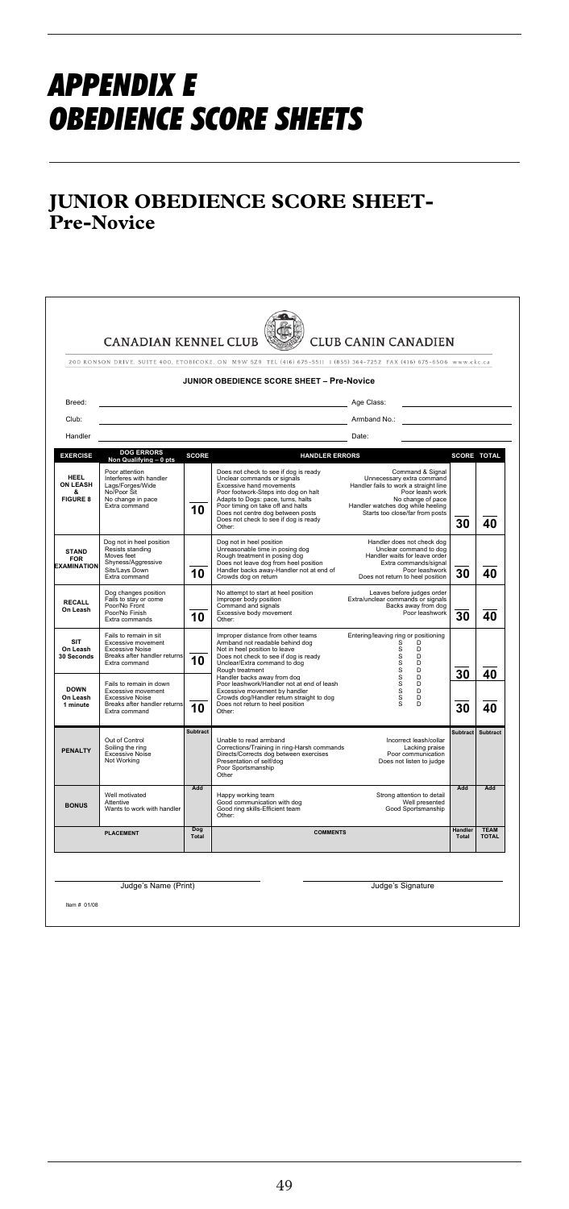# APPENDIX E
# OBEDIENCE SCORE SHEETS

## JUNIOR OBEDIENCE SCORE SHEET-
## Pre-Novice

CANADIAN KENNEL CLUB — CLUB CANIN CANADIEN

200 RONSON DRIVE, SUITE 400, ETOBICOKE, ON M9W 5Z9 TEL (416) 675-5511 1 (855) 364-7252 FAX (416) 675-6506 www.ckc.ca

**JUNIOR OBEDIENCE SCORE SHEET – Pre-Novice**

Breed: ____________________ Age Class: ____________________

Club: ____________________ Armband No.: ____________________

Handler ____________________ Date: ____________________

| EXERCISE | DOG ERRORS Non Qualifying – 0 pts | SCORE | HANDLER ERRORS | | SCORE | TOTAL |
|---|---|---|---|---|---|---|
| **HEEL ON LEASH & FIGURE 8** | Poor attention<br>Interferes with handler<br>Lags/Forges/Wide<br>No/Poor Sit<br>No change in pace<br>Extra command | 10 | Does not check to see if dog is ready<br>Unclear commands or signals<br>Excessive hand movements<br>Poor footwork-Steps into dog on halt<br>Adapts to Dogs: pace, turns, halts<br>Poor timing on take off and halts<br>Does not centre dog between posts<br>Does not check to see if dog is ready<br>Other: | Command & Signal<br>Unnecessary extra command<br>Handler fails to work a straight line<br>Poor leash work<br>No change of pace<br>Handler watches dog while heeling<br>Starts too close/far from posts | 30 | 40 |
| **STAND FOR EXAMINATION** | Dog not in heel position<br>Resists standing<br>Moves feet<br>Shyness/Aggressive<br>Sits/Lays Down<br>Extra command | 10 | Dog not in heel position<br>Unreasonable time in posing dog<br>Rough treatment in posing dog<br>Does not leave dog from heel position<br>Handler backs away-Handler not at end of<br>Crowds dog on return | Handler does not check dog<br>Unclear command to dog<br>Handler waits for leave order<br>Extra commands/signal<br>Poor leashwork<br>Does not return to heel position | 30 | 40 |
| **RECALL On Leash** | Dog changes position<br>Fails to stay or come<br>Poor/No Front<br>Poor/No Finish<br>Extra commands | 10 | No attempt to start at heel position<br>Improper body position<br>Command and signals<br>Excessive body movement<br>Other: | Leaves before judges order<br>Extra/unclear commands or signals<br>Backs away from dog<br>Poor leashwork | 30 | 40 |
| **SIT On Leash 30 Seconds** | Fails to remain in sit<br>Excessive movement<br>Excessive Noise<br>Breaks after handler returns<br>Extra command | 10 | Improper distance from other teams<br>Armband not readable behind dog<br>Not in heel position to leave<br>Does not check to see if dog is ready<br>Unclear/Extra command to dog<br>Rough treatment<br>Handler backs away from dog<br>Poor leashwork/Handler not at end of leash<br>Excessive movement by handler<br>Crowds dog/Handler return straight to dog<br>Does not return to heel position<br>Other: | Entering/leaving ring or positioning<br>S D<br>S D<br>S D<br>S D<br>S D<br>S D<br>S D<br>S D<br>S D<br>S D | 30 | 40 |
| **DOWN On Leash 1 minute** | Fails to remain in down<br>Excessive movement<br>Excessive Noise<br>Breaks after handler returns<br>Extra command | 10 | | | 30 | 40 |
| **PENALTY** | Out of Control<br>Soiling the ring<br>Excessive Noise<br>Not Working | Subtract | Unable to read armband<br>Corrections/Training in ring-Harsh commands<br>Directs/Corrects dog between exercises<br>Presentation of self/dog<br>Poor Sportsmanship<br>Other | Incorrect leash/collar<br>Lacking praise<br>Poor communication<br>Does not listen to judge | Subtract | Subtract |
| **BONUS** | Well motivated<br>Attentive<br>Wants to work with handler | Add | Happy working team<br>Good communication with dog<br>Good ring skills-Efficient team<br>Other: | Strong attention to detail<br>Well presented<br>Good Sportsmanship | Add | Add |
| | **PLACEMENT** | Dog Total | **COMMENTS** | | Handler Total | TEAM TOTAL |

Judge's Name (Print) ____________________ Judge's Signature ____________________

Item # 01/08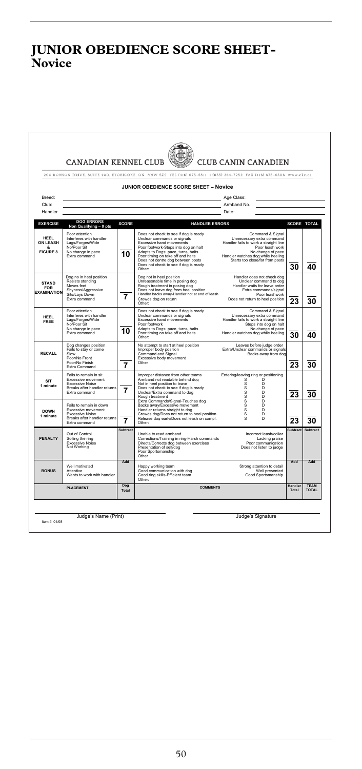# JUNIOR OBEDIENCE SCORE SHEET-Novice

CANADIAN KENNEL CLUB — CLUB CANIN CANADIEN

200 RONSON DRIVE, SUITE 400, ETOBICOKE, ON M9W 5Z9 TEL (416) 675-5511 1 (855) 364-7252 FAX (416) 675-6506 www.ckc.ca

## JUNIOR OBEDIENCE SCORE SHEET – Novice

Breed: ______________________ Age Class: ______________________

Club: ______________________ Armband No.: ______________________

Handler ______________________ Date: ______________________

| EXERCISE | DOG ERRORS Non Qualifying – 0 pts | SCORE | HANDLER ERRORS | SCORE | TOTAL |
|---|---|---|---|---|---|
| HEEL ON LEASH & FIGURE 8 | Poor attention<br>Interferes with handler<br>Lags/Forges/Wide<br>No/Poor Sit<br>No change in pace<br>Extra command | 10 | Does not check to see if dog is ready<br>Unclear commands or signals<br>Excessive hand movements<br>Poor footwork-Steps into dog on halt<br>Adapts to Dogs: pace, turns, halts<br>Poor timing on take off and halts<br>Does not centre dog between posts<br>Does not check to see if dog is ready<br>Other:<br>Command & Signal<br>Unnecessary extra command<br>Handler fails to work a straight line<br>Poor leash work<br>No change of pace<br>Handler watches dog while heeling<br>Starts too close/far from posts | 30 | 40 |
| STAND FOR EXAMINATION | Dog no in heel position<br>Resists standing<br>Moves feet<br>Shyness/Aggressive<br>Sits/Lays Down<br>Extra command | 7 | Dog not in heel position<br>Unreasonable time in posing dog<br>Rough treatment in posing dog<br>Does not leave dog from heel position<br>Handler backs away-Handler not at end of leash<br>Crowds dog on return<br>Other:<br>Handler does not check dog<br>Unclear command to dog<br>Handler waits for leave order<br>Extra commands/signal<br>Poor leashwork<br>Does not return to heel position | 23 | 30 |
| HEEL FREE | Poor attention<br>Interferes with handler<br>Lags/Forges/Wide<br>No/Poor Sit<br>No change in pace<br>Extra command | 10 | Does not check to see if dog is ready<br>Unclear commands or signals<br>Excessive hand movements<br>Poor footwork<br>Adapts to Dogs: pace, turns, halts<br>Poor timing on take off and halts<br>Other:<br>Command & Signal<br>Unnecessary extra command<br>Handler fails to work a straight line<br>Steps into dog on halt<br>No change of pace<br>Handler watches dog while heeling | 30 | 40 |
| RECALL | Dog changes position<br>Fails to stay or come<br>Slow<br>Poor/No Front<br>Poor/No Finish<br>Extra Command | 7 | No attempt to start at heel position<br>Improper body position<br>Command and Signal<br>Excessive body movement<br>Other<br>Leaves before judge order<br>Extra/Unclear commands or signals<br>Backs away from dog | 23 | 30 |
| SIT 1 minute | Fails to remain in sit<br>Excessive movement<br>Excessive Noise<br>Breaks after handler returns<br>Extra command | 7 | Improper distance from other teams<br>Armband not readable behind dog<br>Not in heel position to leave<br>Does not check to see if dog is ready<br>Unclear/Extra command to dog<br>Rough treatment<br>Extra Commands/Signal-Touches dog<br>Backs away/Excessive movement<br>Handler returns straight to dog<br>Crowds dog/Does not return to heel position<br>Release dog early/Does not leash on compl.<br>Other:<br>Entering/leaving ring or positioning<br>S D (each line) | 23 | 30 |
| DOWN 1 minute | Fails to remain in down<br>Excessive movement<br>Excessive Noise<br>Breaks after handler returns<br>Extra command | 7 | | 23 | 30 |
| PENALTY | Out of Control<br>Soiling the ring<br>Excessive Noise<br>Not Working | Subtract | Unable to read armband<br>Corrections/Training in ring-Harsh commands<br>Directs/Corrects dog between exercises<br>Presentation of self/dog<br>Poor Sportsmanship<br>Other<br>Incorrect leash/collar<br>Lacking praise<br>Poor communication<br>Does not listen to judge | Subtract | Subtract |
| BONUS | Well motivated<br>Attentive<br>Wants to work with handler | Add | Happy working team<br>Good communication with dog<br>Good ring skills-Efficient team<br>Other:<br>Strong attention to detail<br>Well presented<br>Good Sportsmanship | Add | Add |
| PLACEMENT | | Dog Total | COMMENTS | Handler Total | TEAM TOTAL |

Judge's Name (Print) ______________________ Judge's Signature ______________________

Item # 01/08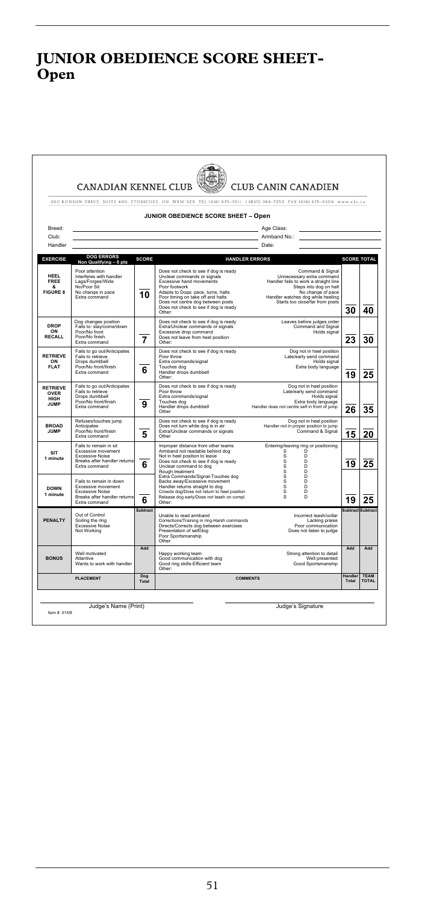# JUNIOR OBEDIENCE SCORE SHEET- Open

CANADIAN KENNEL CLUB CLUB CANIN CANADIEN

200 RONSON DRIVE, SUITE 400, ETOBICOKE, ON M9W 5Z9 TEL (416) 675-5511 1 (855) 364-7252 FAX (416) 675-6506 www.ckc.ca

**JUNIOR OBEDIENCE SCORE SHEET – Open**

Breed: Age Class:

Club: Armband No.:

Handler Date:

| EXERCISE | DOG ERRORS Non Qualifying – 0 pts | SCORE | HANDLER ERRORS | | SCORE | TOTAL |
|---|---|---|---|---|---|---|
| HEEL FREE & FIGURE 8 | Poor attention<br>Interferes with handler<br>Lags/Forges/Wide<br>No/Poor Sit<br>No change in pace<br>Extra command | 10 | Does not check to see if dog is ready<br>Unclear commands or signals<br>Excessive hand movements<br>Poor footwork<br>Adapts to Dogs: pace, turns, halts<br>Poor timing on take off and halts<br>Does not centre dog between posts<br>Does not check to see if dog is ready<br>Other: | Command & Signal<br>Unnecessary extra command<br>Handler fails to work a straight line<br>Steps into dog on halt<br>No change of pace<br>Handler watches dog while heeling<br>Starts too close/far from posts | 30 | 40 |
| DROP ON RECALL | Dog changes position<br>Fails to: stay/come/down<br>Poor/No front<br>Poor/No finish<br>Extra command | 7 | Does not check to see if dog is ready<br>Extra/Unclear commands or signals<br>Excessive drop command<br>Does not leave from heel position<br>Other: | Leaves before judges order<br>Command and Signal<br>Holds signal | 23 | 30 |
| RETRIEVE ON FLAT | Fails to go out/Anticipates<br>Fails to retrieve<br>Drops dumbbell<br>Poor/No front/finish<br>Extra command | 6 | Does not check to see if dog is ready<br>Poor throw<br>Extra commands/signal<br>Touches dog<br>Handler drops dumbbell<br>Other: | Dog not in heel position<br>Late/early send command<br>Holds signal<br>Extra body language | 19 | 25 |
| RETRIEVE OVER HIGH JUMP | Fails to go out/Anticipates<br>Fails to retrieve<br>Drops dumbbell<br>Poor/No front/finish<br>Extra command | 9 | Does not check to see if dog is ready<br>Poor throw<br>Extra commands/signal<br>Touches dog<br>Handler drops dumbbell<br>Other | Dog not in heel position<br>Late/early send command<br>Holds signal<br>Extra body language<br>Handler does not centre self in front of jump | 26 | 35 |
| BROAD JUMP | Refuses/touches jump<br>Anticipates<br>Poor/No front/finish<br>Extra command | 5 | Does not check to see if dog is ready<br>Does not turn while dog is in air<br>Extra/Unclear commands or signals<br>Other | Dog not in heel position<br>Handler not in proper position to jump<br>Command & Signal | 15 | 20 |
| SIT 1 minute | Fails to remain in sit<br>Excessive movement<br>Excessive Noise<br>Breaks after handler returns<br>Extra command | 6 | Improper distance from other teams<br>Armband not readable behind dog<br>Not in heel position to leave<br>Does not check to see if dog is ready<br>Unclear command to dog<br>Rough treatment<br>Extra Commands/Signal-Touches dog<br>Backs away/Excessive movement<br>Handler returns straight to dog<br>Crowds dog/Does not return to heel position<br>Release dog early/Does not leash on compl.<br>Other: | Entering/leaving ring or positioning<br>S D<br>S D<br>S D<br>S D<br>S D<br>S D<br>S D<br>S D<br>S D<br>S D<br>S D | 19 | 25 |
| DOWN 1 minute | Fails to remain in down<br>Excessive movement<br>Excessive Noise<br>Breaks after handler returns<br>Extra command | 6 | | | 19 | 25 |
| PENALTY | Out of Control<br>Soiling the ring<br>Excessive Noise<br>Not Working | Subtract | Unable to read armband<br>Corrections/Training in ring-Harsh commands<br>Directs/Corrects dog between exercises<br>Presentation of self/dog<br>Poor Sportsmanship<br>Other | Incorrect leash/collar<br>Lacking praise<br>Poor communication<br>Does not listen to judge | Subtract | Subtract |
| BONUS | Well motivated<br>Attentive<br>Wants to work with handler | Add | Happy working team<br>Good communication with dog<br>Good ring skills-Efficient team<br>Other: | Strong attention to detail<br>Well presented<br>Good Sportsmanship | Add | Add |
| | PLACEMENT | Dog Total | COMMENTS | | Handler Total | TEAM TOTAL |

Judge's Name (Print) Judge's Signature

Item # 01/08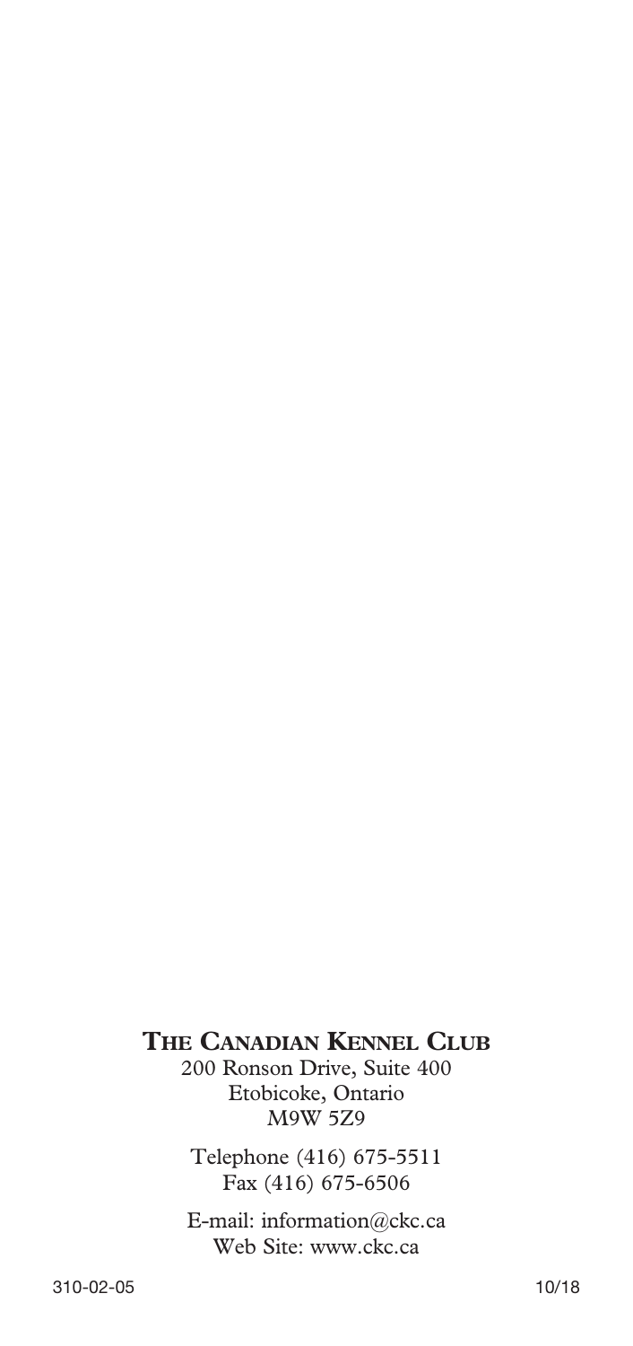**THE CANADIAN KENNEL CLUB**

200 Ronson Drive, Suite 400
Etobicoke, Ontario
M9W 5Z9

Telephone (416) 675-5511
Fax (416) 675-6506

E-mail: information@ckc.ca
Web Site: www.ckc.ca

310-02-05

10/18